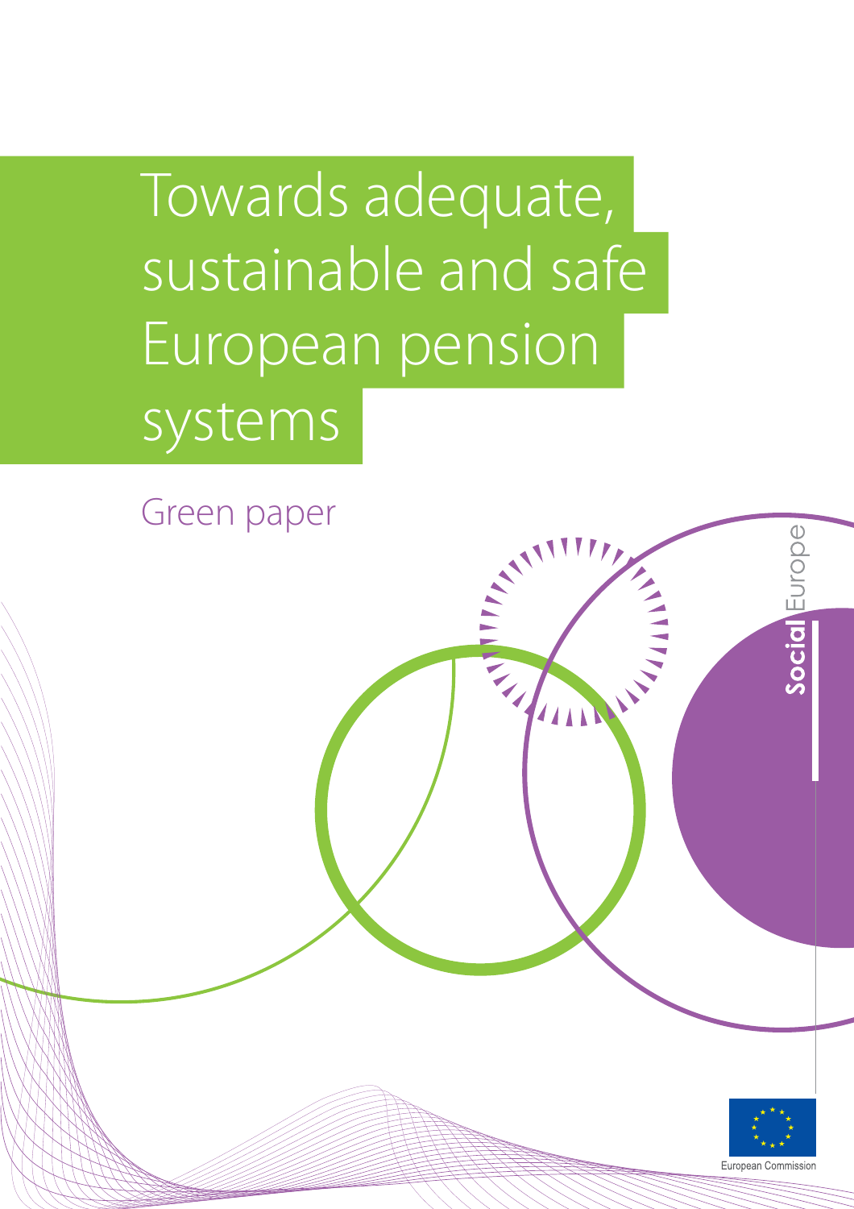# Towards adequate, sustainable and safe European pension systems

## Green paper

Social Europe

European Commission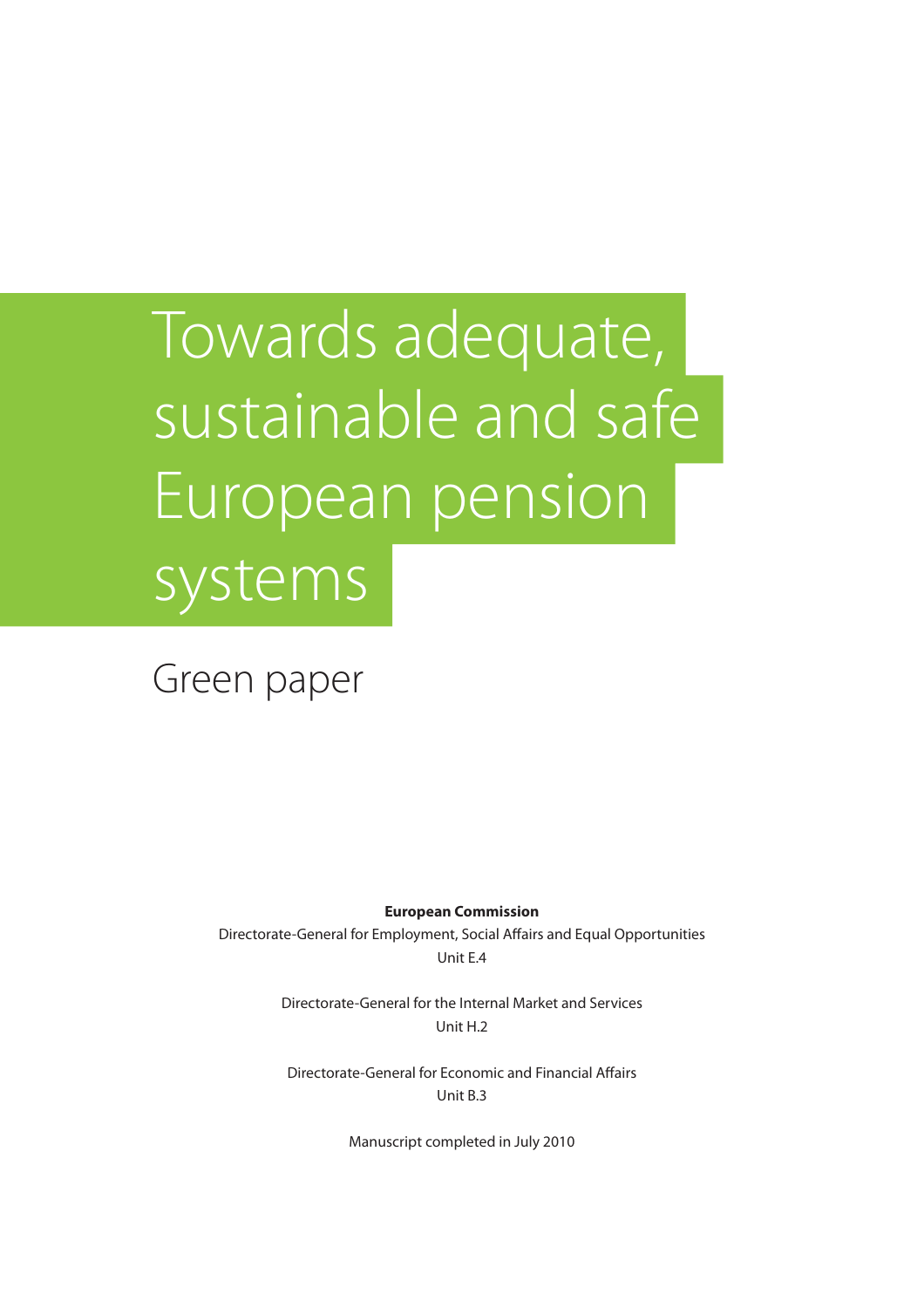# Towards adequate, sustainable and safe European pension systems

## Green paper

**European Commission**

Directorate-General for Employment, Social Affairs and Equal Opportunities
Unit E.4

Directorate-General for the Internal Market and Services
Unit H.2

Directorate-General for Economic and Financial Affairs
Unit B.3

Manuscript completed in July 2010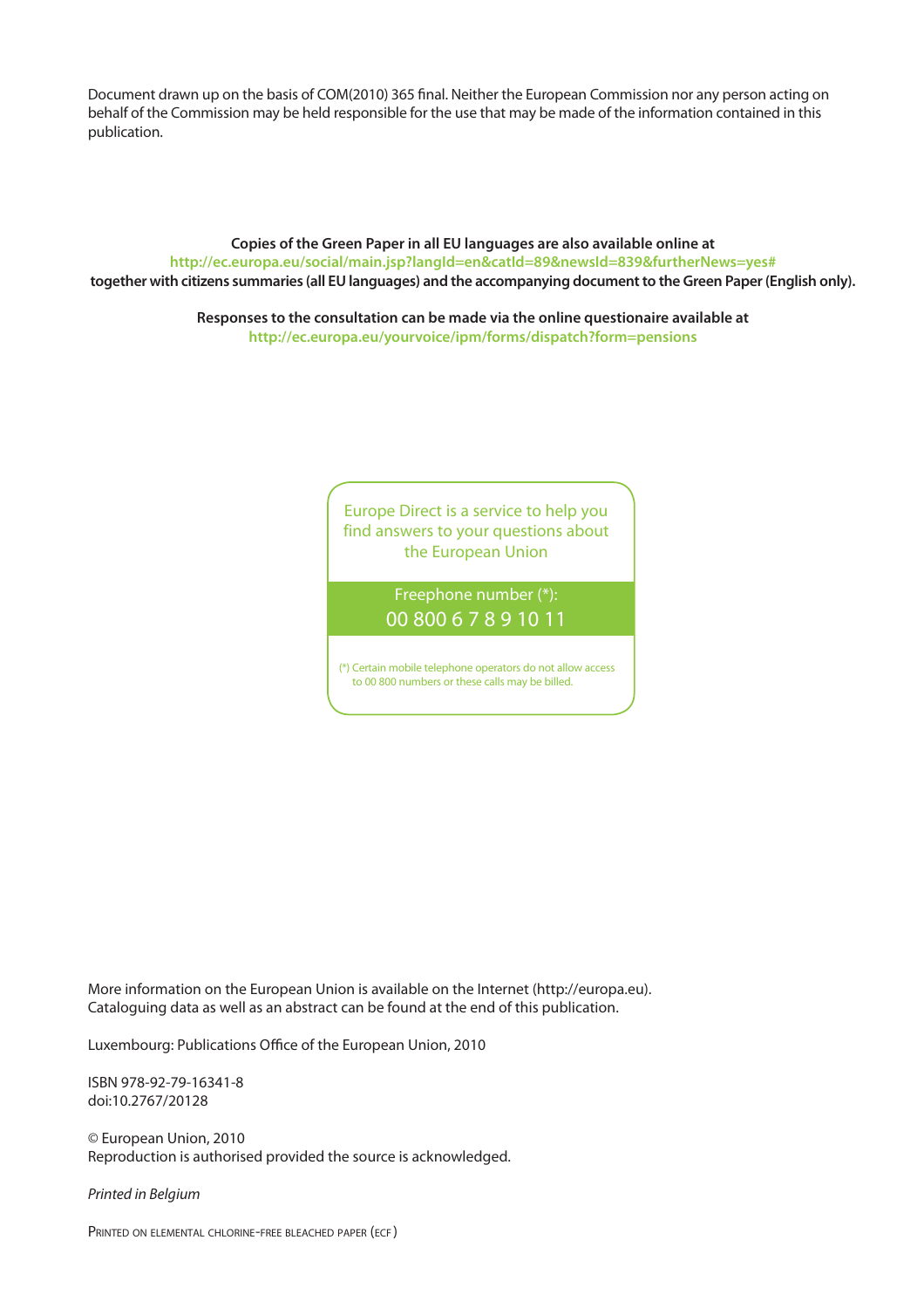Document drawn up on the basis of COM(2010) 365 final. Neither the European Commission nor any person acting on behalf of the Commission may be held responsible for the use that may be made of the information contained in this publication.

**Copies of the Green Paper in all EU languages are also available online at**
**http://ec.europa.eu/social/main.jsp?langId=en&catId=89&newsId=839&furtherNews=yes#**
**together with citizens summaries (all EU languages) and the accompanying document to the Green Paper (English only).**

**Responses to the consultation can be made via the online questionaire available at**
**http://ec.europa.eu/yourvoice/ipm/forms/dispatch?form=pensions**

Europe Direct is a service to help you find answers to your questions about the European Union

Freephone number (*):
00 800 6 7 8 9 10 11

(*) Certain mobile telephone operators do not allow access to 00 800 numbers or these calls may be billed.

More information on the European Union is available on the Internet (http://europa.eu).
Cataloguing data as well as an abstract can be found at the end of this publication.

Luxembourg: Publications Office of the European Union, 2010

ISBN 978-92-79-16341-8
doi:10.2767/20128

© European Union, 2010
Reproduction is authorised provided the source is acknowledged.

*Printed in Belgium*

PRINTED ON ELEMENTAL CHLORINE-FREE BLEACHED PAPER (ECF)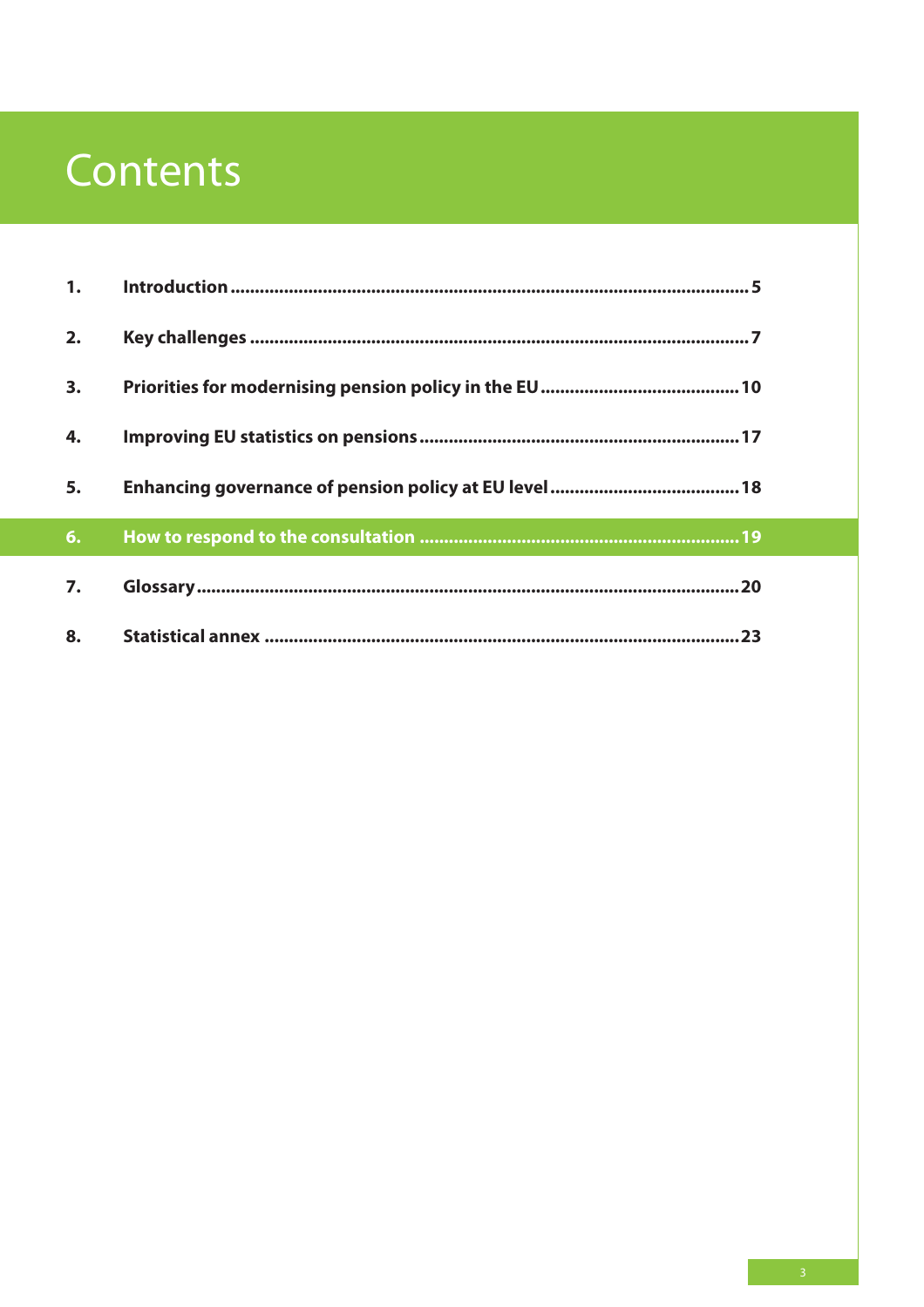# Contents

| | | |
|---|---|---|
| 1. | Introduction | 5 |
| 2. | Key challenges | 7 |
| 3. | Priorities for modernising pension policy in the EU | 10 |
| 4. | Improving EU statistics on pensions | 17 |
| 5. | Enhancing governance of pension policy at EU level | 18 |
| 6. | How to respond to the consultation | 19 |
| 7. | Glossary | 20 |
| 8. | Statistical annex | 23 |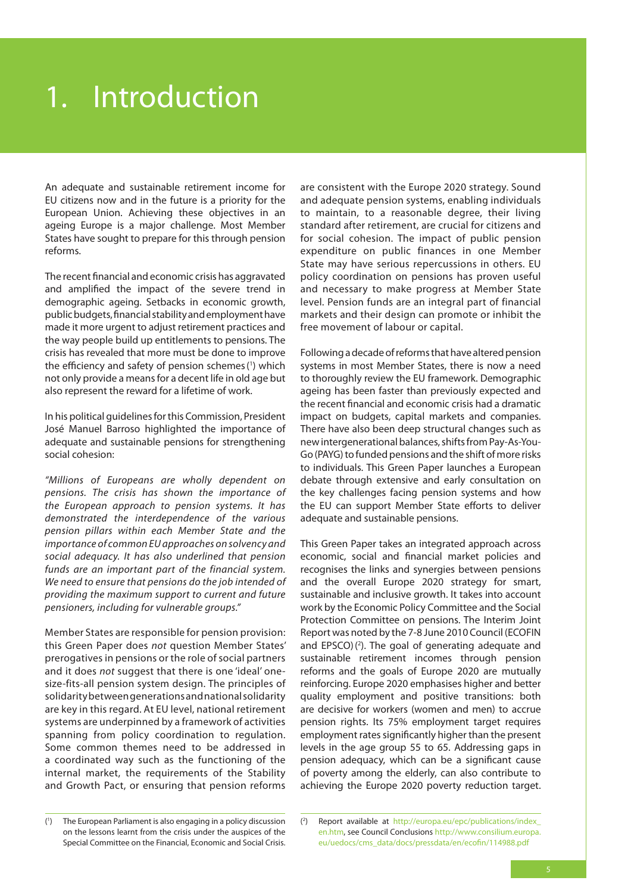# 1. Introduction

An adequate and sustainable retirement income for EU citizens now and in the future is a priority for the European Union. Achieving these objectives in an ageing Europe is a major challenge. Most Member States have sought to prepare for this through pension reforms.

The recent financial and economic crisis has aggravated and amplified the impact of the severe trend in demographic ageing. Setbacks in economic growth, public budgets, financial stability and employment have made it more urgent to adjust retirement practices and the way people build up entitlements to pensions. The crisis has revealed that more must be done to improve the efficiency and safety of pension schemes [1] which not only provide a means for a decent life in old age but also represent the reward for a lifetime of work.

In his political guidelines for this Commission, President José Manuel Barroso highlighted the importance of adequate and sustainable pensions for strengthening social cohesion:

*"Millions of Europeans are wholly dependent on pensions. The crisis has shown the importance of the European approach to pension systems. It has demonstrated the interdependence of the various pension pillars within each Member State and the importance of common EU approaches on solvency and social adequacy. It has also underlined that pension funds are an important part of the financial system. We need to ensure that pensions do the job intended of providing the maximum support to current and future pensioners, including for vulnerable groups."*

Member States are responsible for pension provision: this Green Paper does *not* question Member States' prerogatives in pensions or the role of social partners and it does *not* suggest that there is one 'ideal' one-size-fits-all pension system design. The principles of solidarity between generations and national solidarity are key in this regard. At EU level, national retirement systems are underpinned by a framework of activities spanning from policy coordination to regulation. Some common themes need to be addressed in a coordinated way such as the functioning of the internal market, the requirements of the Stability and Growth Pact, or ensuring that pension reforms are consistent with the Europe 2020 strategy. Sound and adequate pension systems, enabling individuals to maintain, to a reasonable degree, their living standard after retirement, are crucial for citizens and for social cohesion. The impact of public pension expenditure on public finances in one Member State may have serious repercussions in others. EU policy coordination on pensions has proven useful and necessary to make progress at Member State level. Pension funds are an integral part of financial markets and their design can promote or inhibit the free movement of labour or capital.

Following a decade of reforms that have altered pension systems in most Member States, there is now a need to thoroughly review the EU framework. Demographic ageing has been faster than previously expected and the recent financial and economic crisis had a dramatic impact on budgets, capital markets and companies. There have also been deep structural changes such as new intergenerational balances, shifts from Pay-As-You-Go (PAYG) to funded pensions and the shift of more risks to individuals. This Green Paper launches a European debate through extensive and early consultation on the key challenges facing pension systems and how the EU can support Member State efforts to deliver adequate and sustainable pensions.

This Green Paper takes an integrated approach across economic, social and financial market policies and recognises the links and synergies between pensions and the overall Europe 2020 strategy for smart, sustainable and inclusive growth. It takes into account work by the Economic Policy Committee and the Social Protection Committee on pensions. The Interim Joint Report was noted by the 7-8 June 2010 Council (ECOFIN and EPSCO) [2]. The goal of generating adequate and sustainable retirement incomes through pension reforms and the goals of Europe 2020 are mutually reinforcing. Europe 2020 emphasises higher and better quality employment and positive transitions: both are decisive for workers (women and men) to accrue pension rights. Its 75% employment target requires employment rates significantly higher than the present levels in the age group 55 to 65. Addressing gaps in pension adequacy, which can be a significant cause of poverty among the elderly, can also contribute to achieving the Europe 2020 poverty reduction target.

---

[1] The European Parliament is also engaging in a policy discussion on the lessons learnt from the crisis under the auspices of the Special Committee on the Financial, Economic and Social Crisis.

[2] Report available at http://europa.eu/epc/publications/index_en.htm, see Council Conclusions http://www.consilium.europa.eu/uedocs/cms_data/docs/pressdata/en/ecofin/114988.pdf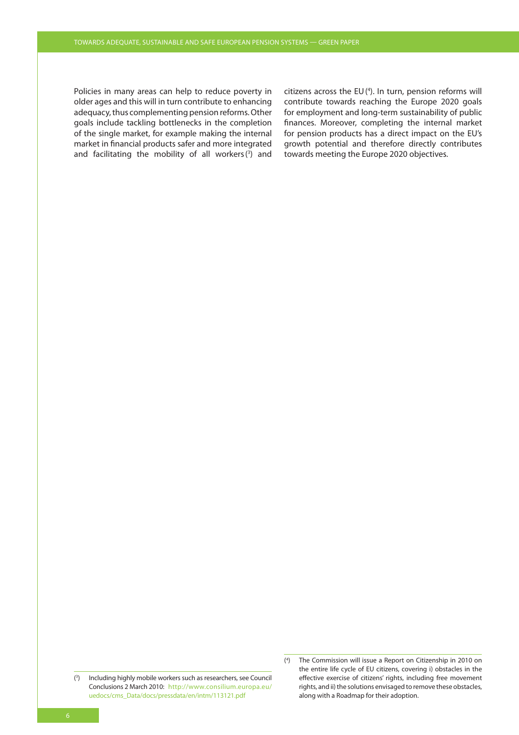Policies in many areas can help to reduce poverty in older ages and this will in turn contribute to enhancing adequacy, thus complementing pension reforms. Other goals include tackling bottlenecks in the completion of the single market, for example making the internal market in financial products safer and more integrated and facilitating the mobility of all workers [3] and citizens across the EU [4]. In turn, pension reforms will contribute towards reaching the Europe 2020 goals for employment and long-term sustainability of public finances. Moreover, completing the internal market for pension products has a direct impact on the EU's growth potential and therefore directly contributes towards meeting the Europe 2020 objectives.

(3) Including highly mobile workers such as researchers, see Council Conclusions 2 March 2010: http://www.consilium.europa.eu/uedocs/cms_Data/docs/pressdata/en/intm/113121.pdf

(4) The Commission will issue a Report on Citizenship in 2010 on the entire life cycle of EU citizens, covering i) obstacles in the effective exercise of citizens' rights, including free movement rights, and ii) the solutions envisaged to remove these obstacles, along with a Roadmap for their adoption.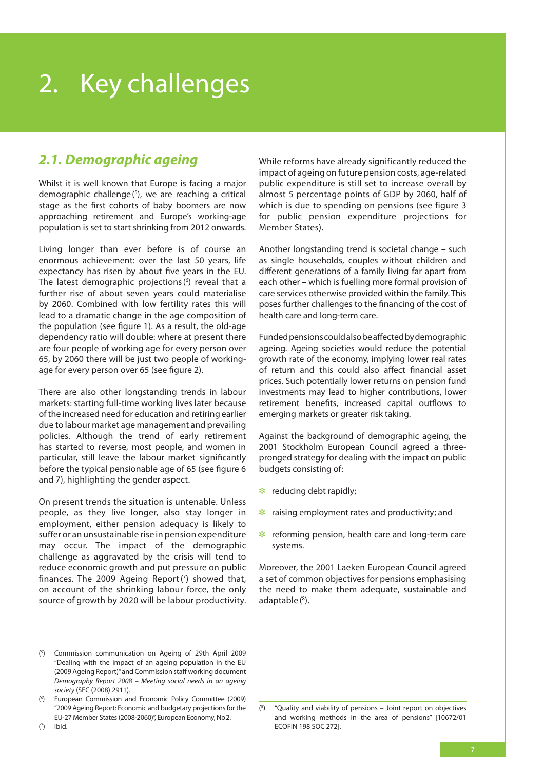# 2. Key challenges

## *2.1. Demographic ageing*

Whilst it is well known that Europe is facing a major demographic challenge ([5]), we are reaching a critical stage as the first cohorts of baby boomers are now approaching retirement and Europe's working-age population is set to start shrinking from 2012 onwards.

Living longer than ever before is of course an enormous achievement: over the last 50 years, life expectancy has risen by about five years in the EU. The latest demographic projections ([6]) reveal that a further rise of about seven years could materialise by 2060. Combined with low fertility rates this will lead to a dramatic change in the age composition of the population (see figure 1). As a result, the old-age dependency ratio will double: where at present there are four people of working age for every person over 65, by 2060 there will be just two people of working-age for every person over 65 (see figure 2).

There are also other longstanding trends in labour markets: starting full-time working lives later because of the increased need for education and retiring earlier due to labour market age management and prevailing policies. Although the trend of early retirement has started to reverse, most people, and women in particular, still leave the labour market significantly before the typical pensionable age of 65 (see figure 6 and 7), highlighting the gender aspect.

On present trends the situation is untenable. Unless people, as they live longer, also stay longer in employment, either pension adequacy is likely to suffer or an unsustainable rise in pension expenditure may occur. The impact of the demographic challenge as aggravated by the crisis will tend to reduce economic growth and put pressure on public finances. The 2009 Ageing Report ([7]) showed that, on account of the shrinking labour force, the only source of growth by 2020 will be labour productivity.

While reforms have already significantly reduced the impact of ageing on future pension costs, age-related public expenditure is still set to increase overall by almost 5 percentage points of GDP by 2060, half of which is due to spending on pensions (see figure 3 for public pension expenditure projections for Member States).

Another longstanding trend is societal change – such as single households, couples without children and different generations of a family living far apart from each other – which is fuelling more formal provision of care services otherwise provided within the family. This poses further challenges to the financing of the cost of health care and long-term care.

Funded pensions could also be affected by demographic ageing. Ageing societies would reduce the potential growth rate of the economy, implying lower real rates of return and this could also affect financial asset prices. Such potentially lower returns on pension fund investments may lead to higher contributions, lower retirement benefits, increased capital outflows to emerging markets or greater risk taking.

Against the background of demographic ageing, the 2001 Stockholm European Council agreed a three-pronged strategy for dealing with the impact on public budgets consisting of:

* reducing debt rapidly;
* raising employment rates and productivity; and
* reforming pension, health care and long-term care systems.

Moreover, the 2001 Laeken European Council agreed a set of common objectives for pensions emphasising the need to make them adequate, sustainable and adaptable ([8]).

---

([5]) Commission communication on Ageing of 29th April 2009 "Dealing with the impact of an ageing population in the EU (2009 Ageing Report)" and Commission staff working document *Demography Report 2008 – Meeting social needs in an ageing society* (SEC (2008) 2911).

([6]) European Commission and Economic Policy Committee (2009) "2009 Ageing Report: Economic and budgetary projections for the EU-27 Member States (2008-2060)", European Economy, No 2.

([7]) Ibid.

([8]) "Quality and viability of pensions – Joint report on objectives and working methods in the area of pensions" [10672/01 ECOFIN 198 SOC 272].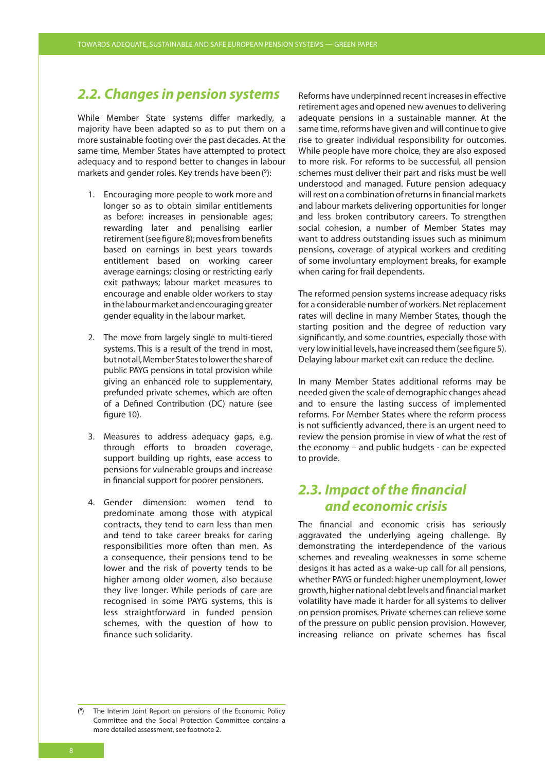## 2.2. Changes in pension systems

While Member State systems differ markedly, a majority have been adapted so as to put them on a more sustainable footing over the past decades. At the same time, Member States have attempted to protect adequacy and to respond better to changes in labour markets and gender roles. Key trends have been [9]:

1. Encouraging more people to work more and longer so as to obtain similar entitlements as before: increases in pensionable ages; rewarding later and penalising earlier retirement (see figure 8); moves from benefits based on earnings in best years towards entitlement based on working career average earnings; closing or restricting early exit pathways; labour market measures to encourage and enable older workers to stay in the labour market and encouraging greater gender equality in the labour market.

2. The move from largely single to multi-tiered systems. This is a result of the trend in most, but not all, Member States to lower the share of public PAYG pensions in total provision while giving an enhanced role to supplementary, prefunded private schemes, which are often of a Defined Contribution (DC) nature (see figure 10).

3. Measures to address adequacy gaps, e.g. through efforts to broaden coverage, support building up rights, ease access to pensions for vulnerable groups and increase in financial support for poorer pensioners.

4. Gender dimension: women tend to predominate among those with atypical contracts, they tend to earn less than men and tend to take career breaks for caring responsibilities more often than men. As a consequence, their pensions tend to be lower and the risk of poverty tends to be higher among older women, also because they live longer. While periods of care are recognised in some PAYG systems, this is less straightforward in funded pension schemes, with the question of how to finance such solidarity.

Reforms have underpinned recent increases in effective retirement ages and opened new avenues to delivering adequate pensions in a sustainable manner. At the same time, reforms have given and will continue to give rise to greater individual responsibility for outcomes. While people have more choice, they are also exposed to more risk. For reforms to be successful, all pension schemes must deliver their part and risks must be well understood and managed. Future pension adequacy will rest on a combination of returns in financial markets and labour markets delivering opportunities for longer and less broken contributory careers. To strengthen social cohesion, a number of Member States may want to address outstanding issues such as minimum pensions, coverage of atypical workers and crediting of some involuntary employment breaks, for example when caring for frail dependents.

The reformed pension systems increase adequacy risks for a considerable number of workers. Net replacement rates will decline in many Member States, though the starting position and the degree of reduction vary significantly, and some countries, especially those with very low initial levels, have increased them (see figure 5). Delaying labour market exit can reduce the decline.

In many Member States additional reforms may be needed given the scale of demographic changes ahead and to ensure the lasting success of implemented reforms. For Member States where the reform process is not sufficiently advanced, there is an urgent need to review the pension promise in view of what the rest of the economy – and public budgets - can be expected to provide.

## 2.3. Impact of the financial and economic crisis

The financial and economic crisis has seriously aggravated the underlying ageing challenge. By demonstrating the interdependence of the various schemes and revealing weaknesses in some scheme designs it has acted as a wake-up call for all pensions, whether PAYG or funded: higher unemployment, lower growth, higher national debt levels and financial market volatility have made it harder for all systems to deliver on pension promises. Private schemes can relieve some of the pressure on public pension provision. However, increasing reliance on private schemes has fiscal

[9] The Interim Joint Report on pensions of the Economic Policy Committee and the Social Protection Committee contains a more detailed assessment, see footnote 2.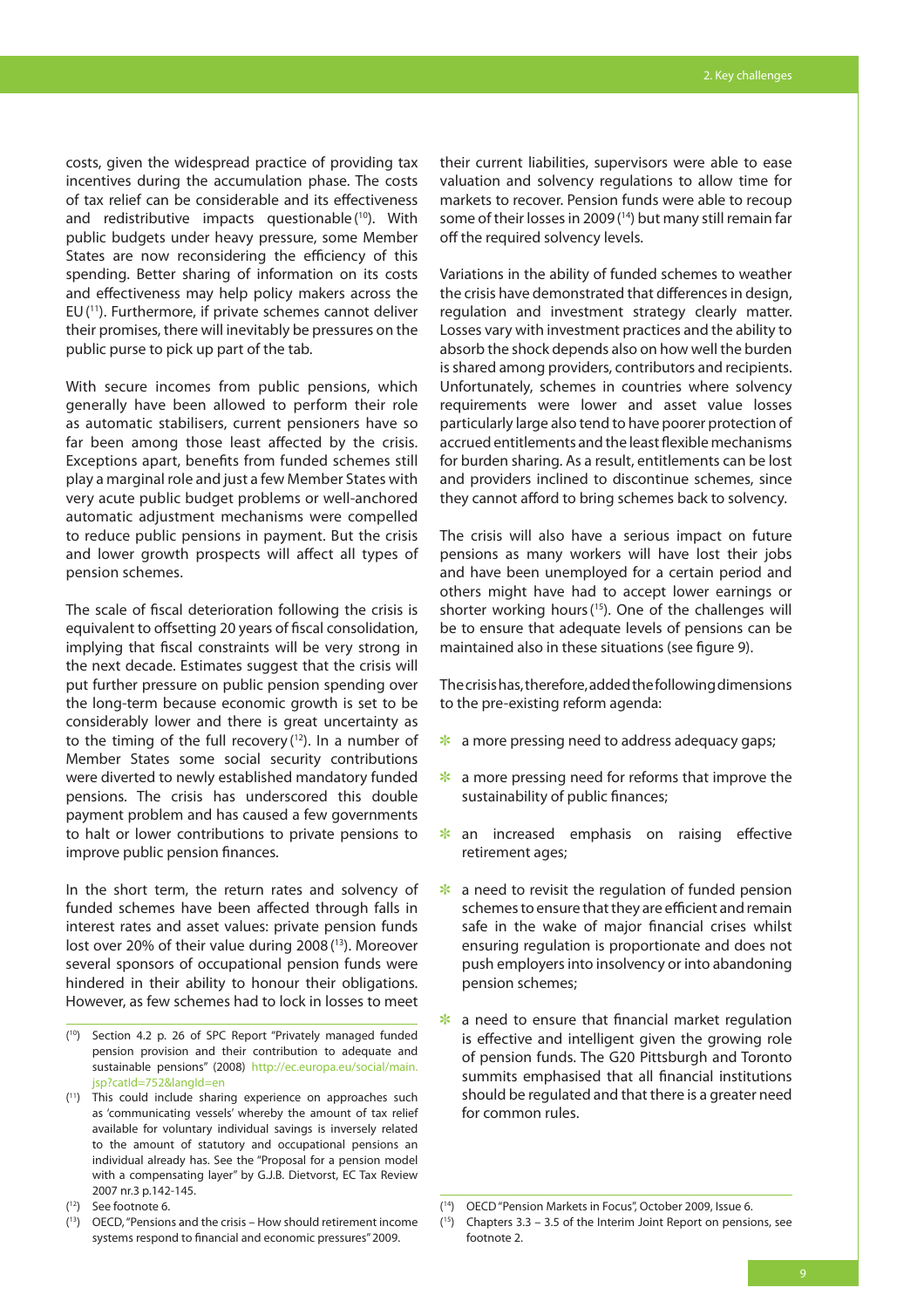costs, given the widespread practice of providing tax incentives during the accumulation phase. The costs of tax relief can be considerable and its effectiveness and redistributive impacts questionable [10]. With public budgets under heavy pressure, some Member States are now reconsidering the efficiency of this spending. Better sharing of information on its costs and effectiveness may help policy makers across the EU [11]. Furthermore, if private schemes cannot deliver their promises, there will inevitably be pressures on the public purse to pick up part of the tab.

With secure incomes from public pensions, which generally have been allowed to perform their role as automatic stabilisers, current pensioners have so far been among those least affected by the crisis. Exceptions apart, benefits from funded schemes still play a marginal role and just a few Member States with very acute public budget problems or well-anchored automatic adjustment mechanisms were compelled to reduce public pensions in payment. But the crisis and lower growth prospects will affect all types of pension schemes.

The scale of fiscal deterioration following the crisis is equivalent to offsetting 20 years of fiscal consolidation, implying that fiscal constraints will be very strong in the next decade. Estimates suggest that the crisis will put further pressure on public pension spending over the long-term because economic growth is set to be considerably lower and there is great uncertainty as to the timing of the full recovery [12]. In a number of Member States some social security contributions were diverted to newly established mandatory funded pensions. The crisis has underscored this double payment problem and has caused a few governments to halt or lower contributions to private pensions to improve public pension finances.

In the short term, the return rates and solvency of funded schemes have been affected through falls in interest rates and asset values: private pension funds lost over 20% of their value during 2008 [13]. Moreover several sponsors of occupational pension funds were hindered in their ability to honour their obligations. However, as few schemes had to lock in losses to meet their current liabilities, supervisors were able to ease valuation and solvency regulations to allow time for markets to recover. Pension funds were able to recoup some of their losses in 2009 [14] but many still remain far off the required solvency levels.

Variations in the ability of funded schemes to weather the crisis have demonstrated that differences in design, regulation and investment strategy clearly matter. Losses vary with investment practices and the ability to absorb the shock depends also on how well the burden is shared among providers, contributors and recipients. Unfortunately, schemes in countries where solvency requirements were lower and asset value losses particularly large also tend to have poorer protection of accrued entitlements and the least flexible mechanisms for burden sharing. As a result, entitlements can be lost and providers inclined to discontinue schemes, since they cannot afford to bring schemes back to solvency.

The crisis will also have a serious impact on future pensions as many workers will have lost their jobs and have been unemployed for a certain period and others might have had to accept lower earnings or shorter working hours [15]. One of the challenges will be to ensure that adequate levels of pensions can be maintained also in these situations (see figure 9).

The crisis has, therefore, added the following dimensions to the pre-existing reform agenda:

- a more pressing need to address adequacy gaps;
- a more pressing need for reforms that improve the sustainability of public finances;
- an increased emphasis on raising effective retirement ages;
- a need to revisit the regulation of funded pension schemes to ensure that they are efficient and remain safe in the wake of major financial crises whilst ensuring regulation is proportionate and does not push employers into insolvency or into abandoning pension schemes;
- a need to ensure that financial market regulation is effective and intelligent given the growing role of pension funds. The G20 Pittsburgh and Toronto summits emphasised that all financial institutions should be regulated and that there is a greater need for common rules.

---

[10] Section 4.2 p. 26 of SPC Report "Privately managed funded pension provision and their contribution to adequate and sustainable pensions" (2008) http://ec.europa.eu/social/main.jsp?catId=752&langId=en

[11] This could include sharing experience on approaches such as 'communicating vessels' whereby the amount of tax relief available for voluntary individual savings is inversely related to the amount of statutory and occupational pensions an individual already has. See the "Proposal for a pension model with a compensating layer" by G.J.B. Dietvorst, EC Tax Review 2007 nr.3 p.142-145.

[12] See footnote 6.

[13] OECD, "Pensions and the crisis – How should retirement income systems respond to financial and economic pressures" 2009.

[14] OECD "Pension Markets in Focus", October 2009, Issue 6.

[15] Chapters 3.3 – 3.5 of the Interim Joint Report on pensions, see footnote 2.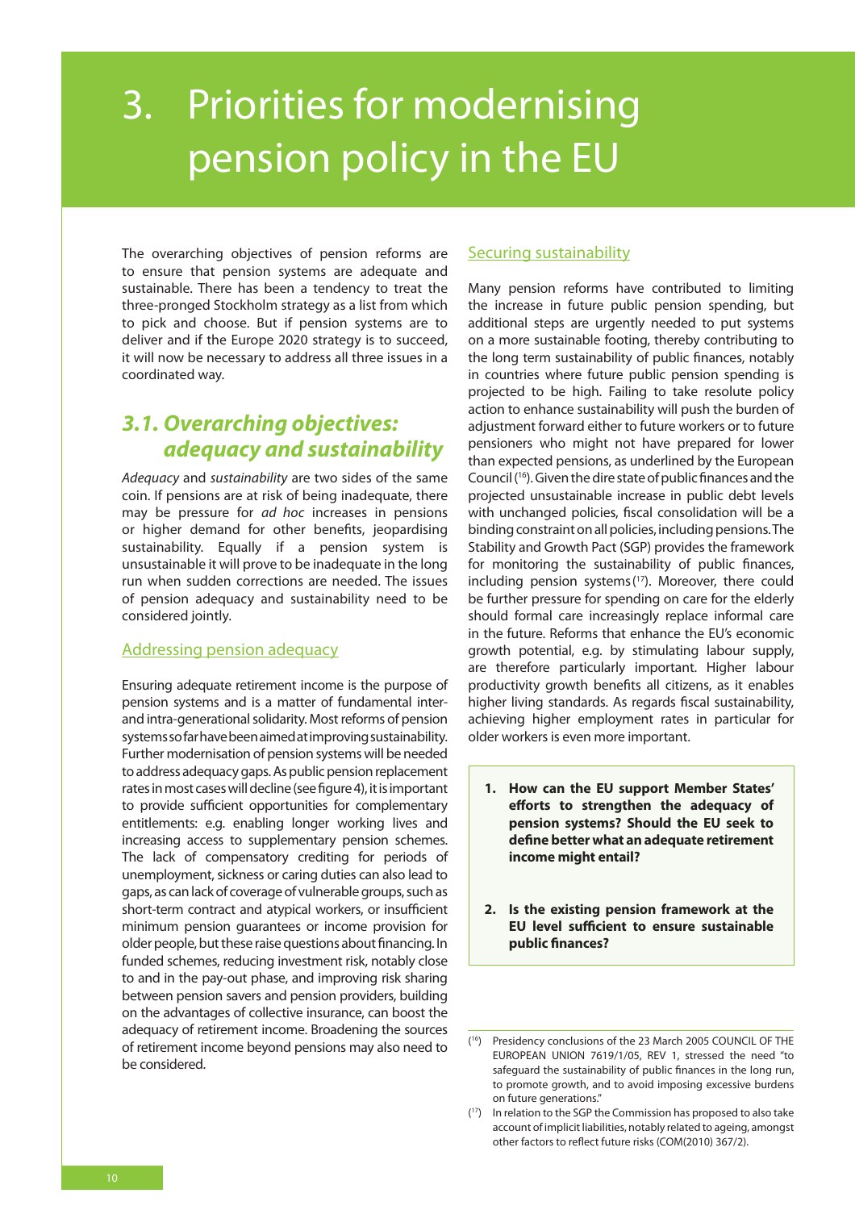# 3. Priorities for modernising pension policy in the EU

The overarching objectives of pension reforms are to ensure that pension systems are adequate and sustainable. There has been a tendency to treat the three-pronged Stockholm strategy as a list from which to pick and choose. But if pension systems are to deliver and if the Europe 2020 strategy is to succeed, it will now be necessary to address all three issues in a coordinated way.

## *3.1. Overarching objectives: adequacy and sustainability*

*Adequacy* and *sustainability* are two sides of the same coin. If pensions are at risk of being inadequate, there may be pressure for *ad hoc* increases in pensions or higher demand for other benefits, jeopardising sustainability. Equally if a pension system is unsustainable it will prove to be inadequate in the long run when sudden corrections are needed. The issues of pension adequacy and sustainability need to be considered jointly.

### Addressing pension adequacy

Ensuring adequate retirement income is the purpose of pension systems and is a matter of fundamental inter- and intra-generational solidarity. Most reforms of pension systems so far have been aimed at improving sustainability. Further modernisation of pension systems will be needed to address adequacy gaps. As public pension replacement rates in most cases will decline (see figure 4), it is important to provide sufficient opportunities for complementary entitlements: e.g. enabling longer working lives and increasing access to supplementary pension schemes. The lack of compensatory crediting for periods of unemployment, sickness or caring duties can also lead to gaps, as can lack of coverage of vulnerable groups, such as short-term contract and atypical workers, or insufficient minimum pension guarantees or income provision for older people, but these raise questions about financing. In funded schemes, reducing investment risk, notably close to and in the pay-out phase, and improving risk sharing between pension savers and pension providers, building on the advantages of collective insurance, can boost the adequacy of retirement income. Broadening the sources of retirement income beyond pensions may also need to be considered.

### Securing sustainability

Many pension reforms have contributed to limiting the increase in future public pension spending, but additional steps are urgently needed to put systems on a more sustainable footing, thereby contributing to the long term sustainability of public finances, notably in countries where future public pension spending is projected to be high. Failing to take resolute policy action to enhance sustainability will push the burden of adjustment forward either to future workers or to future pensioners who might not have prepared for lower than expected pensions, as underlined by the European Council [16]. Given the dire state of public finances and the projected unsustainable increase in public debt levels with unchanged policies, fiscal consolidation will be a binding constraint on all policies, including pensions. The Stability and Growth Pact (SGP) provides the framework for monitoring the sustainability of public finances, including pension systems [17]. Moreover, there could be further pressure for spending on care for the elderly should formal care increasingly replace informal care in the future. Reforms that enhance the EU's economic growth potential, e.g. by stimulating labour supply, are therefore particularly important. Higher labour productivity growth benefits all citizens, as it enables higher living standards. As regards fiscal sustainability, achieving higher employment rates in particular for older workers is even more important.

1. **How can the EU support Member States' efforts to strengthen the adequacy of pension systems? Should the EU seek to define better what an adequate retirement income might entail?**

2. **Is the existing pension framework at the EU level sufficient to ensure sustainable public finances?**

---

[16] Presidency conclusions of the 23 March 2005 COUNCIL OF THE EUROPEAN UNION 7619/1/05, REV 1, stressed the need "to safeguard the sustainability of public finances in the long run, to promote growth, and to avoid imposing excessive burdens on future generations."

[17] In relation to the SGP the Commission has proposed to also take account of implicit liabilities, notably related to ageing, amongst other factors to reflect future risks (COM(2010) 367/2).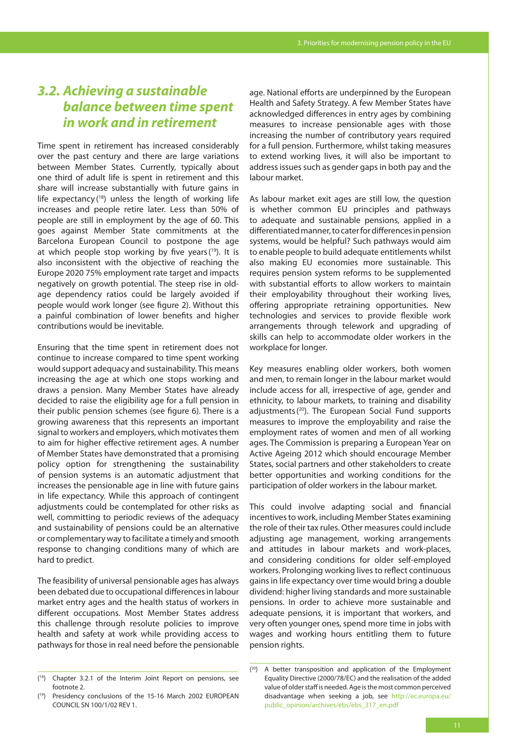## 3.2. Achieving a sustainable balance between time spent in work and in retirement

Time spent in retirement has increased considerably over the past century and there are large variations between Member States. Currently, typically about one third of adult life is spent in retirement and this share will increase substantially with future gains in life expectancy [18] unless the length of working life increases and people retire later. Less than 50% of people are still in employment by the age of 60. This goes against Member State commitments at the Barcelona European Council to postpone the age at which people stop working by five years [19]. It is also inconsistent with the objective of reaching the Europe 2020 75% employment rate target and impacts negatively on growth potential. The steep rise in old-age dependency ratios could be largely avoided if people would work longer (see figure 2). Without this a painful combination of lower benefits and higher contributions would be inevitable.

Ensuring that the time spent in retirement does not continue to increase compared to time spent working would support adequacy and sustainability. This means increasing the age at which one stops working and draws a pension. Many Member States have already decided to raise the eligibility age for a full pension in their public pension schemes (see figure 6). There is a growing awareness that this represents an important signal to workers and employers, which motivates them to aim for higher effective retirement ages. A number of Member States have demonstrated that a promising policy option for strengthening the sustainability of pension systems is an automatic adjustment that increases the pensionable age in line with future gains in life expectancy. While this approach of contingent adjustments could be contemplated for other risks as well, committing to periodic reviews of the adequacy and sustainability of pensions could be an alternative or complementary way to facilitate a timely and smooth response to changing conditions many of which are hard to predict.

The feasibility of universal pensionable ages has always been debated due to occupational differences in labour market entry ages and the health status of workers in different occupations. Most Member States address this challenge through resolute policies to improve health and safety at work while providing access to pathways for those in real need before the pensionable age. National efforts are underpinned by the European Health and Safety Strategy. A few Member States have acknowledged differences in entry ages by combining measures to increase pensionable ages with those increasing the number of contributory years required for a full pension. Furthermore, whilst taking measures to extend working lives, it will also be important to address issues such as gender gaps in both pay and the labour market.

As labour market exit ages are still low, the question is whether common EU principles and pathways to adequate and sustainable pensions, applied in a differentiated manner, to cater for differences in pension systems, would be helpful? Such pathways would aim to enable people to build adequate entitlements whilst also making EU economies more sustainable. This requires pension system reforms to be supplemented with substantial efforts to allow workers to maintain their employability throughout their working lives, offering appropriate retraining opportunities. New technologies and services to provide flexible work arrangements through telework and upgrading of skills can help to accommodate older workers in the workplace for longer.

Key measures enabling older workers, both women and men, to remain longer in the labour market would include access for all, irrespective of age, gender and ethnicity, to labour markets, to training and disability adjustments [20]. The European Social Fund supports measures to improve the employability and raise the employment rates of women and men of all working ages. The Commission is preparing a European Year on Active Ageing 2012 which should encourage Member States, social partners and other stakeholders to create better opportunities and working conditions for the participation of older workers in the labour market.

This could involve adapting social and financial incentives to work, including Member States examining the role of their tax rules. Other measures could include adjusting age management, working arrangements and attitudes in labour markets and work-places, and considering conditions for older self-employed workers. Prolonging working lives to reflect continuous gains in life expectancy over time would bring a double dividend: higher living standards and more sustainable pensions. In order to achieve more sustainable and adequate pensions, it is important that workers, and very often younger ones, spend more time in jobs with wages and working hours entitling them to future pension rights.

---

[18] Chapter 3.2.1 of the Interim Joint Report on pensions, see footnote 2.

[19] Presidency conclusions of the 15-16 March 2002 EUROPEAN COUNCIL SN 100/1/02 REV 1.

[20] A better transposition and application of the Employment Equality Directive (2000/78/EC) and the realisation of the added value of older staff is needed. Age is the most common perceived disadvantage when seeking a job, see http://ec.europa.eu/public_opinion/archives/ebs/ebs_317_en.pdf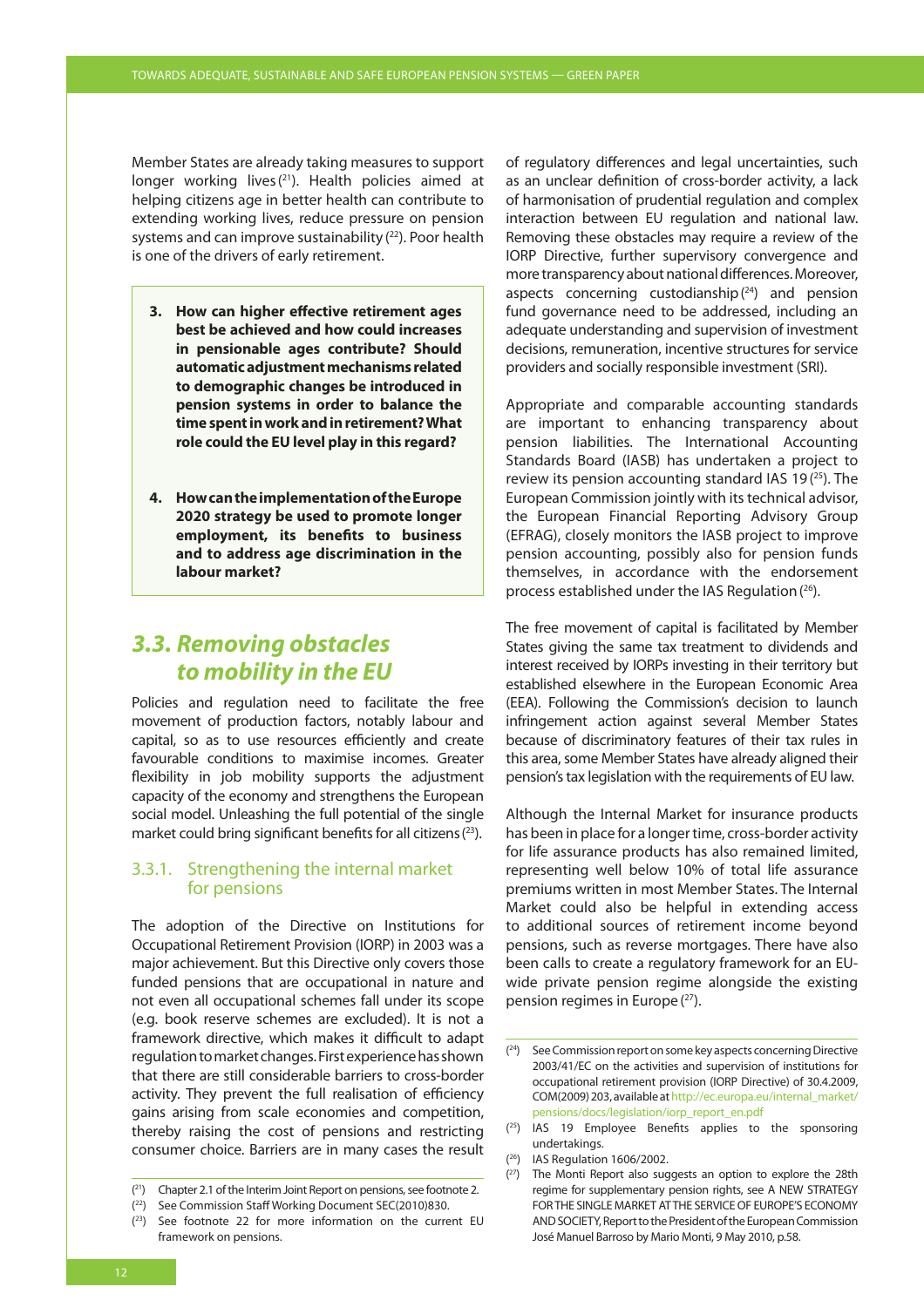Member States are already taking measures to support longer working lives [21]. Health policies aimed at helping citizens age in better health can contribute to extending working lives, reduce pressure on pension systems and can improve sustainability [22]. Poor health is one of the drivers of early retirement.

> **3. How can higher effective retirement ages best be achieved and how could increases in pensionable ages contribute? Should automatic adjustment mechanisms related to demographic changes be introduced in pension systems in order to balance the time spent in work and in retirement? What role could the EU level play in this regard?**
>
> **4. How can the implementation of the Europe 2020 strategy be used to promote longer employment, its benefits to business and to address age discrimination in the labour market?**

## *3.3. Removing obstacles to mobility in the EU*

Policies and regulation need to facilitate the free movement of production factors, notably labour and capital, so as to use resources efficiently and create favourable conditions to maximise incomes. Greater flexibility in job mobility supports the adjustment capacity of the economy and strengthens the European social model. Unleashing the full potential of the single market could bring significant benefits for all citizens [23].

### 3.3.1. Strengthening the internal market for pensions

The adoption of the Directive on Institutions for Occupational Retirement Provision (IORP) in 2003 was a major achievement. But this Directive only covers those funded pensions that are occupational in nature and not even all occupational schemes fall under its scope (e.g. book reserve schemes are excluded). It is not a framework directive, which makes it difficult to adapt regulation to market changes. First experience has shown that there are still considerable barriers to cross-border activity. They prevent the full realisation of efficiency gains arising from scale economies and competition, thereby raising the cost of pensions and restricting consumer choice. Barriers are in many cases the result of regulatory differences and legal uncertainties, such as an unclear definition of cross-border activity, a lack of harmonisation of prudential regulation and complex interaction between EU regulation and national law. Removing these obstacles may require a review of the IORP Directive, further supervisory convergence and more transparency about national differences. Moreover, aspects concerning custodianship [24] and pension fund governance need to be addressed, including an adequate understanding and supervision of investment decisions, remuneration, incentive structures for service providers and socially responsible investment (SRI).

Appropriate and comparable accounting standards are important to enhancing transparency about pension liabilities. The International Accounting Standards Board (IASB) has undertaken a project to review its pension accounting standard IAS 19 [25]. The European Commission jointly with its technical advisor, the European Financial Reporting Advisory Group (EFRAG), closely monitors the IASB project to improve pension accounting, possibly also for pension funds themselves, in accordance with the endorsement process established under the IAS Regulation [26].

The free movement of capital is facilitated by Member States giving the same tax treatment to dividends and interest received by IORPs investing in their territory but established elsewhere in the European Economic Area (EEA). Following the Commission's decision to launch infringement action against several Member States because of discriminatory features of their tax rules in this area, some Member States have already aligned their pension's tax legislation with the requirements of EU law.

Although the Internal Market for insurance products has been in place for a longer time, cross-border activity for life assurance products has also remained limited, representing well below 10% of total life assurance premiums written in most Member States. The Internal Market could also be helpful in extending access to additional sources of retirement income beyond pensions, such as reverse mortgages. There have also been calls to create a regulatory framework for an EU-wide private pension regime alongside the existing pension regimes in Europe [27].

---

[21] Chapter 2.1 of the Interim Joint Report on pensions, see footnote 2.

[22] See Commission Staff Working Document SEC(2010)830.

[23] See footnote 22 for more information on the current EU framework on pensions.

[24] See Commission report on some key aspects concerning Directive 2003/41/EC on the activities and supervision of institutions for occupational retirement provision (IORP Directive) of 30.4.2009, COM(2009) 203, available at http://ec.europa.eu/internal_market/pensions/docs/legislation/iorp_report_en.pdf

[25] IAS 19 Employee Benefits applies to the sponsoring undertakings.

[26] IAS Regulation 1606/2002.

[27] The Monti Report also suggests an option to explore the 28th regime for supplementary pension rights, see A NEW STRATEGY FOR THE SINGLE MARKET AT THE SERVICE OF EUROPE'S ECONOMY AND SOCIETY, Report to the President of the European Commission José Manuel Barroso by Mario Monti, 9 May 2010, p.58.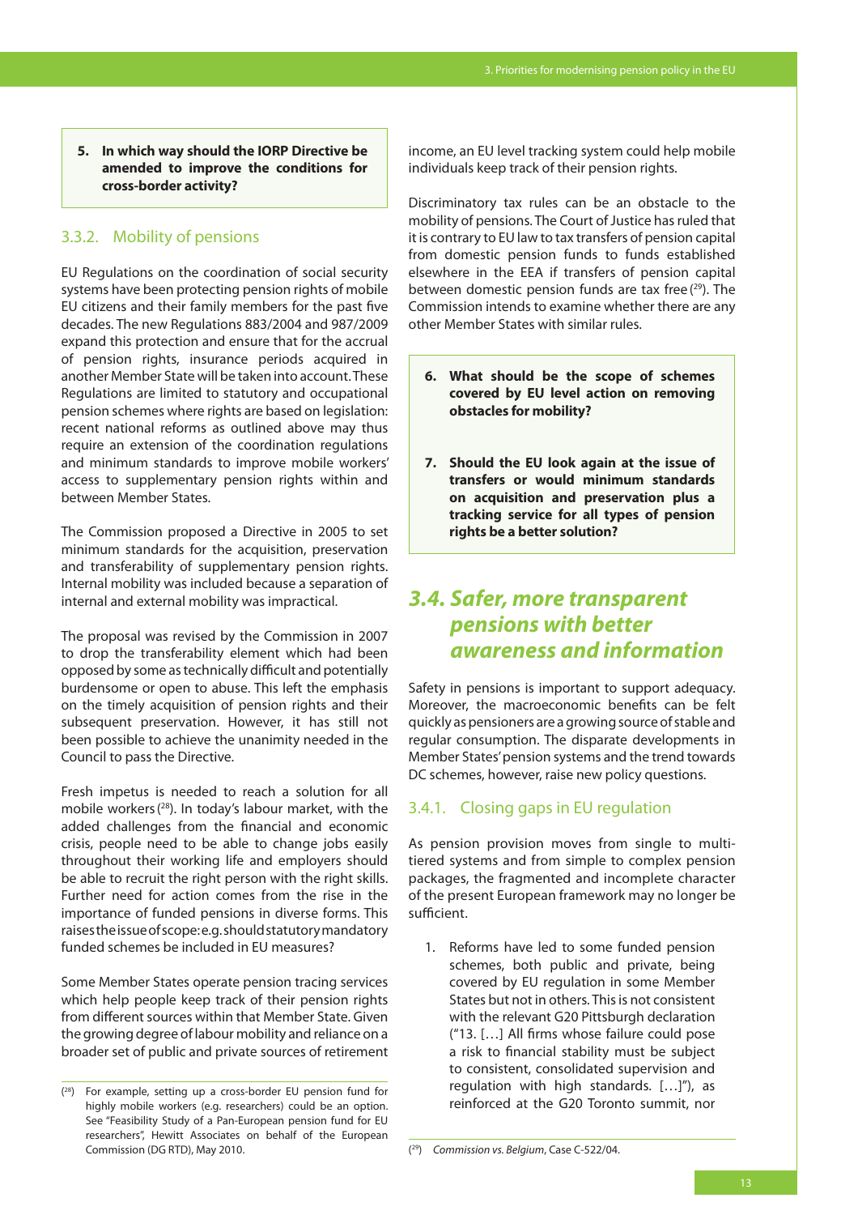> **5. In which way should the IORP Directive be amended to improve the conditions for cross-border activity?**

### 3.3.2. Mobility of pensions

EU Regulations on the coordination of social security systems have been protecting pension rights of mobile EU citizens and their family members for the past five decades. The new Regulations 883/2004 and 987/2009 expand this protection and ensure that for the accrual of pension rights, insurance periods acquired in another Member State will be taken into account. These Regulations are limited to statutory and occupational pension schemes where rights are based on legislation: recent national reforms as outlined above may thus require an extension of the coordination regulations and minimum standards to improve mobile workers' access to supplementary pension rights within and between Member States.

The Commission proposed a Directive in 2005 to set minimum standards for the acquisition, preservation and transferability of supplementary pension rights. Internal mobility was included because a separation of internal and external mobility was impractical.

The proposal was revised by the Commission in 2007 to drop the transferability element which had been opposed by some as technically difficult and potentially burdensome or open to abuse. This left the emphasis on the timely acquisition of pension rights and their subsequent preservation. However, it has still not been possible to achieve the unanimity needed in the Council to pass the Directive.

Fresh impetus is needed to reach a solution for all mobile workers [28]. In today's labour market, with the added challenges from the financial and economic crisis, people need to be able to change jobs easily throughout their working life and employers should be able to recruit the right person with the right skills. Further need for action comes from the rise in the importance of funded pensions in diverse forms. This raises the issue of scope: e.g. should statutory mandatory funded schemes be included in EU measures?

Some Member States operate pension tracing services which help people keep track of their pension rights from different sources within that Member State. Given the growing degree of labour mobility and reliance on a broader set of public and private sources of retirement income, an EU level tracking system could help mobile individuals keep track of their pension rights.

Discriminatory tax rules can be an obstacle to the mobility of pensions. The Court of Justice has ruled that it is contrary to EU law to tax transfers of pension capital from domestic pension funds to funds established elsewhere in the EEA if transfers of pension capital between domestic pension funds are tax free [29]. The Commission intends to examine whether there are any other Member States with similar rules.

> **6. What should be the scope of schemes covered by EU level action on removing obstacles for mobility?**
>
> **7. Should the EU look again at the issue of transfers or would minimum standards on acquisition and preservation plus a tracking service for all types of pension rights be a better solution?**

## 3.4. Safer, more transparent pensions with better awareness and information

Safety in pensions is important to support adequacy. Moreover, the macroeconomic benefits can be felt quickly as pensioners are a growing source of stable and regular consumption. The disparate developments in Member States' pension systems and the trend towards DC schemes, however, raise new policy questions.

### 3.4.1. Closing gaps in EU regulation

As pension provision moves from single to multi-tiered systems and from simple to complex pension packages, the fragmented and incomplete character of the present European framework may no longer be sufficient.

1. Reforms have led to some funded pension schemes, both public and private, being covered by EU regulation in some Member States but not in others. This is not consistent with the relevant G20 Pittsburgh declaration ("13. […] All firms whose failure could pose a risk to financial stability must be subject to consistent, consolidated supervision and regulation with high standards. […]"), as reinforced at the G20 Toronto summit, nor

---

[28] For example, setting up a cross-border EU pension fund for highly mobile workers (e.g. researchers) could be an option. See "Feasibility Study of a Pan-European pension fund for EU researchers", Hewitt Associates on behalf of the European Commission (DG RTD), May 2010.

[29] *Commission vs. Belgium*, Case C-522/04.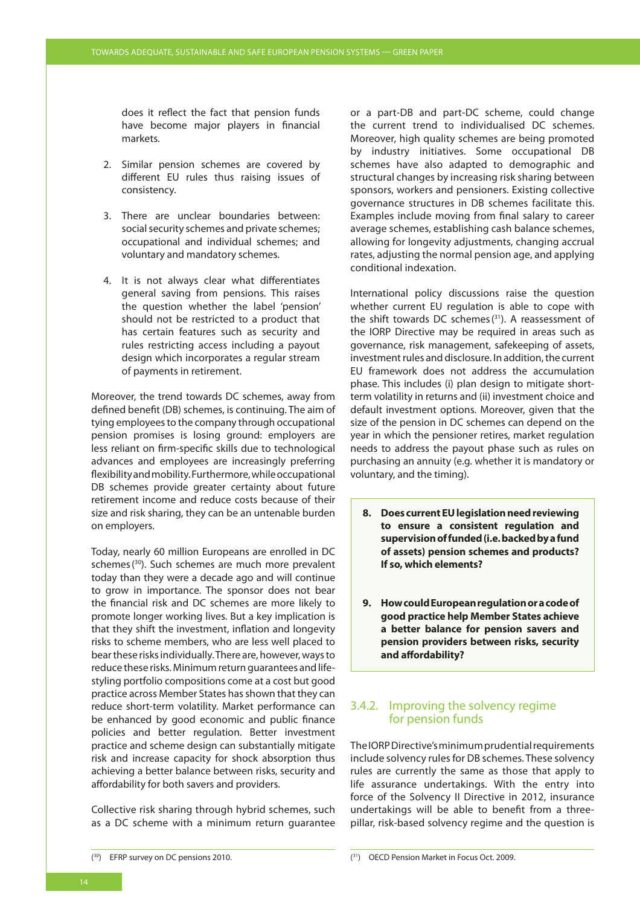does it reflect the fact that pension funds have become major players in financial markets.

2. Similar pension schemes are covered by different EU rules thus raising issues of consistency.

3. There are unclear boundaries between: social security schemes and private schemes; occupational and individual schemes; and voluntary and mandatory schemes.

4. It is not always clear what differentiates general saving from pensions. This raises the question whether the label 'pension' should not be restricted to a product that has certain features such as security and rules restricting access including a payout design which incorporates a regular stream of payments in retirement.

Moreover, the trend towards DC schemes, away from defined benefit (DB) schemes, is continuing. The aim of tying employees to the company through occupational pension promises is losing ground: employers are less reliant on firm-specific skills due to technological advances and employees are increasingly preferring flexibility and mobility. Furthermore, while occupational DB schemes provide greater certainty about future retirement income and reduce costs because of their size and risk sharing, they can be an untenable burden on employers.

Today, nearly 60 million Europeans are enrolled in DC schemes [30]. Such schemes are much more prevalent today than they were a decade ago and will continue to grow in importance. The sponsor does not bear the financial risk and DC schemes are more likely to promote longer working lives. But a key implication is that they shift the investment, inflation and longevity risks to scheme members, who are less well placed to bear these risks individually. There are, however, ways to reduce these risks. Minimum return guarantees and life-styling portfolio compositions come at a cost but good practice across Member States has shown that they can reduce short-term volatility. Market performance can be enhanced by good economic and public finance policies and better regulation. Better investment practice and scheme design can substantially mitigate risk and increase capacity for shock absorption thus achieving a better balance between risks, security and affordability for both savers and providers.

Collective risk sharing through hybrid schemes, such as a DC scheme with a minimum return guarantee or a part-DB and part-DC scheme, could change the current trend to individualised DC schemes. Moreover, high quality schemes are being promoted by industry initiatives. Some occupational DB schemes have also adapted to demographic and structural changes by increasing risk sharing between sponsors, workers and pensioners. Existing collective governance structures in DB schemes facilitate this. Examples include moving from final salary to career average schemes, establishing cash balance schemes, allowing for longevity adjustments, changing accrual rates, adjusting the normal pension age, and applying conditional indexation.

International policy discussions raise the question whether current EU regulation is able to cope with the shift towards DC schemes [31]. A reassessment of the IORP Directive may be required in areas such as governance, risk management, safekeeping of assets, investment rules and disclosure. In addition, the current EU framework does not address the accumulation phase. This includes (i) plan design to mitigate short-term volatility in returns and (ii) investment choice and default investment options. Moreover, given that the size of the pension in DC schemes can depend on the year in which the pensioner retires, market regulation needs to address the payout phase such as rules on purchasing an annuity (e.g. whether it is mandatory or voluntary, and the timing).

> **8. Does current EU legislation need reviewing to ensure a consistent regulation and supervision of funded (i.e. backed by a fund of assets) pension schemes and products? If so, which elements?**
>
> **9. How could European regulation or a code of good practice help Member States achieve a better balance for pension savers and pension providers between risks, security and affordability?**

### 3.4.2. Improving the solvency regime for pension funds

The IORP Directive's minimum prudential requirements include solvency rules for DB schemes. These solvency rules are currently the same as those that apply to life assurance undertakings. With the entry into force of the Solvency II Directive in 2012, insurance undertakings will be able to benefit from a three-pillar, risk-based solvency regime and the question is

[30] EFRP survey on DC pensions 2010.

[31] OECD Pension Market in Focus Oct. 2009.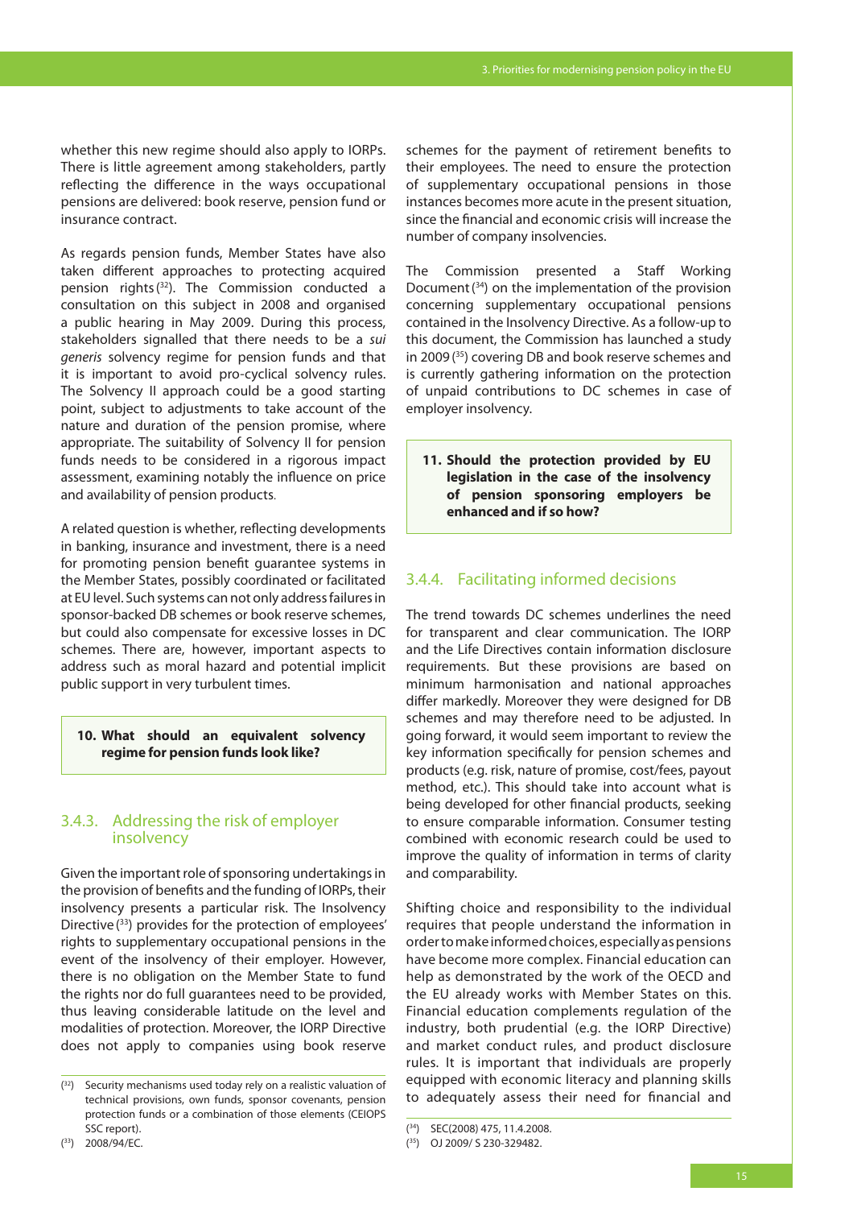whether this new regime should also apply to IORPs. There is little agreement among stakeholders, partly reflecting the difference in the ways occupational pensions are delivered: book reserve, pension fund or insurance contract.

As regards pension funds, Member States have also taken different approaches to protecting acquired pension rights [32]. The Commission conducted a consultation on this subject in 2008 and organised a public hearing in May 2009. During this process, stakeholders signalled that there needs to be a *sui generis* solvency regime for pension funds and that it is important to avoid pro-cyclical solvency rules. The Solvency II approach could be a good starting point, subject to adjustments to take account of the nature and duration of the pension promise, where appropriate. The suitability of Solvency II for pension funds needs to be considered in a rigorous impact assessment, examining notably the influence on price and availability of pension products.

A related question is whether, reflecting developments in banking, insurance and investment, there is a need for promoting pension benefit guarantee systems in the Member States, possibly coordinated or facilitated at EU level. Such systems can not only address failures in sponsor-backed DB schemes or book reserve schemes, but could also compensate for excessive losses in DC schemes. There are, however, important aspects to address such as moral hazard and potential implicit public support in very turbulent times.

> **10. What should an equivalent solvency regime for pension funds look like?**

### 3.4.3. Addressing the risk of employer insolvency

Given the important role of sponsoring undertakings in the provision of benefits and the funding of IORPs, their insolvency presents a particular risk. The Insolvency Directive [33] provides for the protection of employees' rights to supplementary occupational pensions in the event of the insolvency of their employer. However, there is no obligation on the Member State to fund the rights nor do full guarantees need to be provided, thus leaving considerable latitude on the level and modalities of protection. Moreover, the IORP Directive does not apply to companies using book reserve schemes for the payment of retirement benefits to their employees. The need to ensure the protection of supplementary occupational pensions in those instances becomes more acute in the present situation, since the financial and economic crisis will increase the number of company insolvencies.

The Commission presented a Staff Working Document [34] on the implementation of the provision concerning supplementary occupational pensions contained in the Insolvency Directive. As a follow-up to this document, the Commission has launched a study in 2009 [35] covering DB and book reserve schemes and is currently gathering information on the protection of unpaid contributions to DC schemes in case of employer insolvency.

> **11. Should the protection provided by EU legislation in the case of the insolvency of pension sponsoring employers be enhanced and if so how?**

### 3.4.4. Facilitating informed decisions

The trend towards DC schemes underlines the need for transparent and clear communication. The IORP and the Life Directives contain information disclosure requirements. But these provisions are based on minimum harmonisation and national approaches differ markedly. Moreover they were designed for DB schemes and may therefore need to be adjusted. In going forward, it would seem important to review the key information specifically for pension schemes and products (e.g. risk, nature of promise, cost/fees, payout method, etc.). This should take into account what is being developed for other financial products, seeking to ensure comparable information. Consumer testing combined with economic research could be used to improve the quality of information in terms of clarity and comparability.

Shifting choice and responsibility to the individual requires that people understand the information in order to make informed choices, especially as pensions have become more complex. Financial education can help as demonstrated by the work of the OECD and the EU already works with Member States on this. Financial education complements regulation of the industry, both prudential (e.g. the IORP Directive) and market conduct rules, and product disclosure rules. It is important that individuals are properly equipped with economic literacy and planning skills to adequately assess their need for financial and

---

[32] Security mechanisms used today rely on a realistic valuation of technical provisions, own funds, sponsor covenants, pension protection funds or a combination of those elements (CEIOPS SSC report).

[33] 2008/94/EC.

[34] SEC(2008) 475, 11.4.2008.

[35] OJ 2009/ S 230-329482.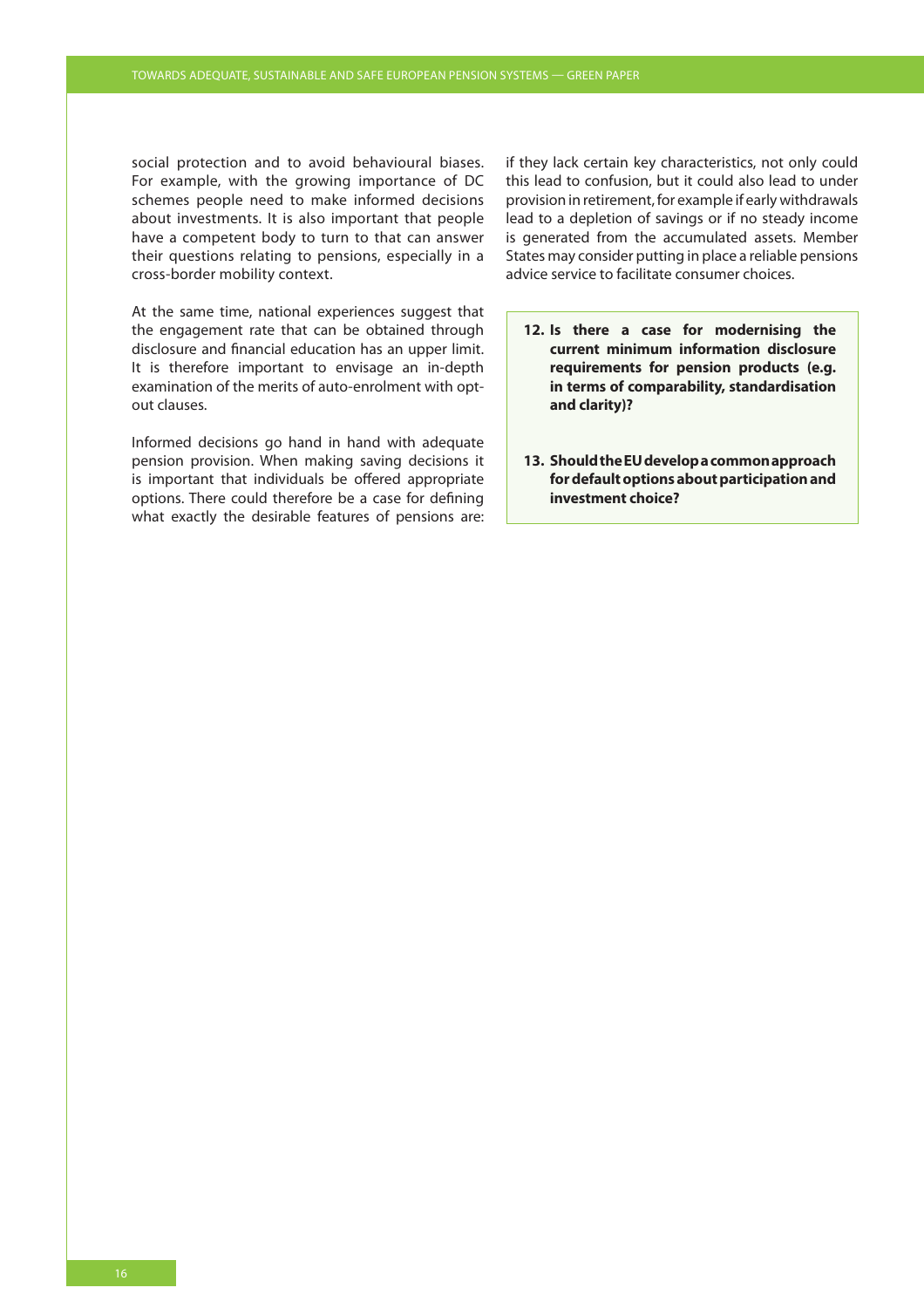social protection and to avoid behavioural biases. For example, with the growing importance of DC schemes people need to make informed decisions about investments. It is also important that people have a competent body to turn to that can answer their questions relating to pensions, especially in a cross-border mobility context.

At the same time, national experiences suggest that the engagement rate that can be obtained through disclosure and financial education has an upper limit. It is therefore important to envisage an in-depth examination of the merits of auto-enrolment with opt-out clauses.

Informed decisions go hand in hand with adequate pension provision. When making saving decisions it is important that individuals be offered appropriate options. There could therefore be a case for defining what exactly the desirable features of pensions are: if they lack certain key characteristics, not only could this lead to confusion, but it could also lead to under provision in retirement, for example if early withdrawals lead to a depletion of savings or if no steady income is generated from the accumulated assets. Member States may consider putting in place a reliable pensions advice service to facilitate consumer choices.

**12. Is there a case for modernising the current minimum information disclosure requirements for pension products (e.g. in terms of comparability, standardisation and clarity)?**

**13. Should the EU develop a common approach for default options about participation and investment choice?**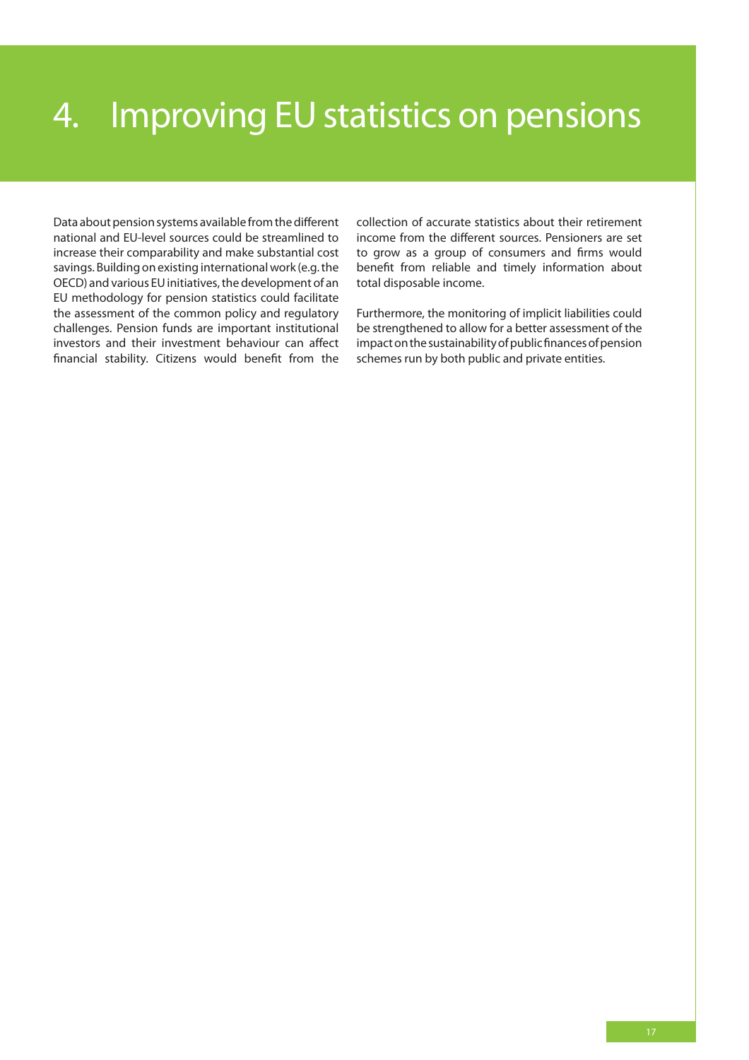# 4. Improving EU statistics on pensions

Data about pension systems available from the different national and EU-level sources could be streamlined to increase their comparability and make substantial cost savings. Building on existing international work (e.g. the OECD) and various EU initiatives, the development of an EU methodology for pension statistics could facilitate the assessment of the common policy and regulatory challenges. Pension funds are important institutional investors and their investment behaviour can affect financial stability. Citizens would benefit from the collection of accurate statistics about their retirement income from the different sources. Pensioners are set to grow as a group of consumers and firms would benefit from reliable and timely information about total disposable income.

Furthermore, the monitoring of implicit liabilities could be strengthened to allow for a better assessment of the impact on the sustainability of public finances of pension schemes run by both public and private entities.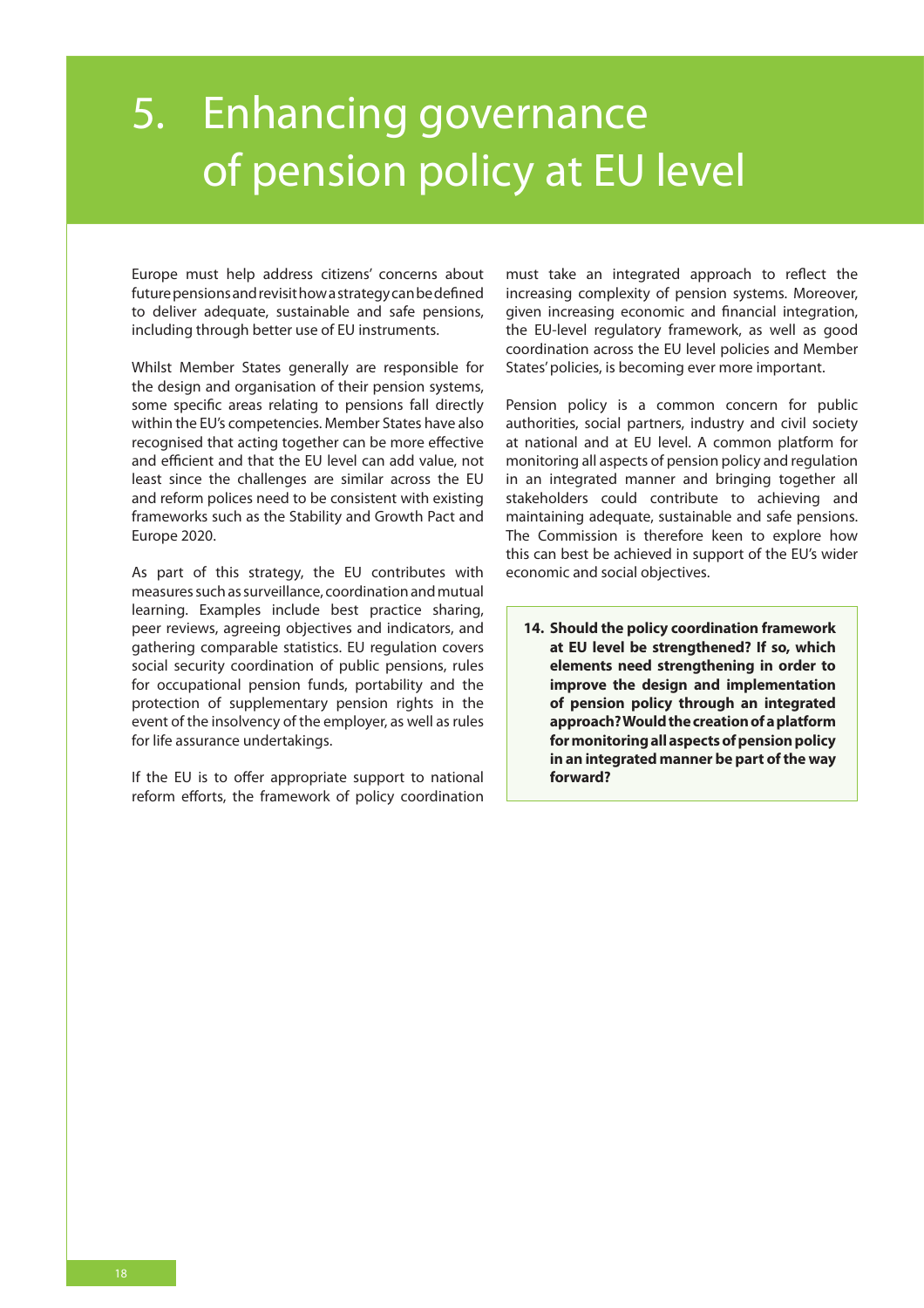# 5. Enhancing governance of pension policy at EU level

Europe must help address citizens' concerns about future pensions and revisit how a strategy can be defined to deliver adequate, sustainable and safe pensions, including through better use of EU instruments.

Whilst Member States generally are responsible for the design and organisation of their pension systems, some specific areas relating to pensions fall directly within the EU's competencies. Member States have also recognised that acting together can be more effective and efficient and that the EU level can add value, not least since the challenges are similar across the EU and reform polices need to be consistent with existing frameworks such as the Stability and Growth Pact and Europe 2020.

As part of this strategy, the EU contributes with measures such as surveillance, coordination and mutual learning. Examples include best practice sharing, peer reviews, agreeing objectives and indicators, and gathering comparable statistics. EU regulation covers social security coordination of public pensions, rules for occupational pension funds, portability and the protection of supplementary pension rights in the event of the insolvency of the employer, as well as rules for life assurance undertakings.

If the EU is to offer appropriate support to national reform efforts, the framework of policy coordination must take an integrated approach to reflect the increasing complexity of pension systems. Moreover, given increasing economic and financial integration, the EU-level regulatory framework, as well as good coordination across the EU level policies and Member States' policies, is becoming ever more important.

Pension policy is a common concern for public authorities, social partners, industry and civil society at national and at EU level. A common platform for monitoring all aspects of pension policy and regulation in an integrated manner and bringing together all stakeholders could contribute to achieving and maintaining adequate, sustainable and safe pensions. The Commission is therefore keen to explore how this can best be achieved in support of the EU's wider economic and social objectives.

**14. Should the policy coordination framework at EU level be strengthened? If so, which elements need strengthening in order to improve the design and implementation of pension policy through an integrated approach? Would the creation of a platform for monitoring all aspects of pension policy in an integrated manner be part of the way forward?**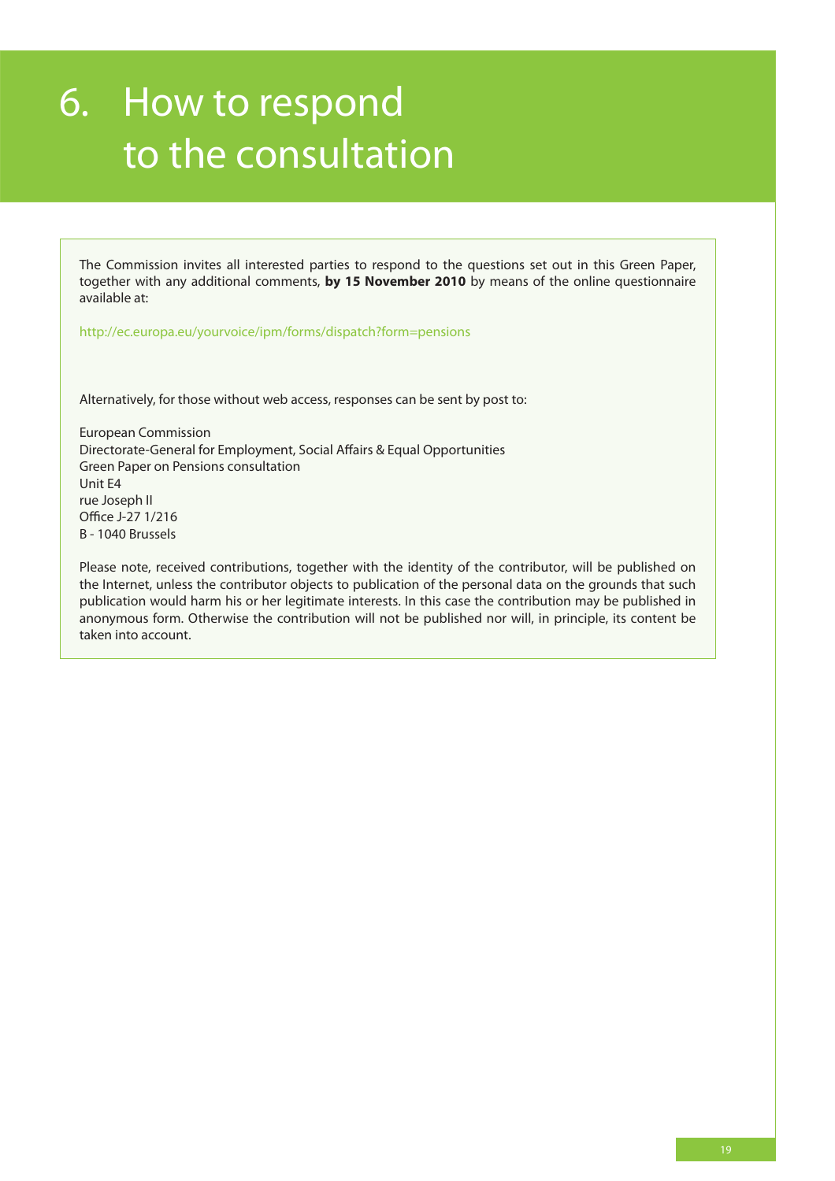# 6. How to respond to the consultation

The Commission invites all interested parties to respond to the questions set out in this Green Paper, together with any additional comments, **by 15 November 2010** by means of the online questionnaire available at:

http://ec.europa.eu/yourvoice/ipm/forms/dispatch?form=pensions

Alternatively, for those without web access, responses can be sent by post to:

European Commission  
Directorate-General for Employment, Social Affairs & Equal Opportunities  
Green Paper on Pensions consultation  
Unit E4  
rue Joseph II  
Office J-27 1/216  
B - 1040 Brussels

Please note, received contributions, together with the identity of the contributor, will be published on the Internet, unless the contributor objects to publication of the personal data on the grounds that such publication would harm his or her legitimate interests. In this case the contribution may be published in anonymous form. Otherwise the contribution will not be published nor will, in principle, its content be taken into account.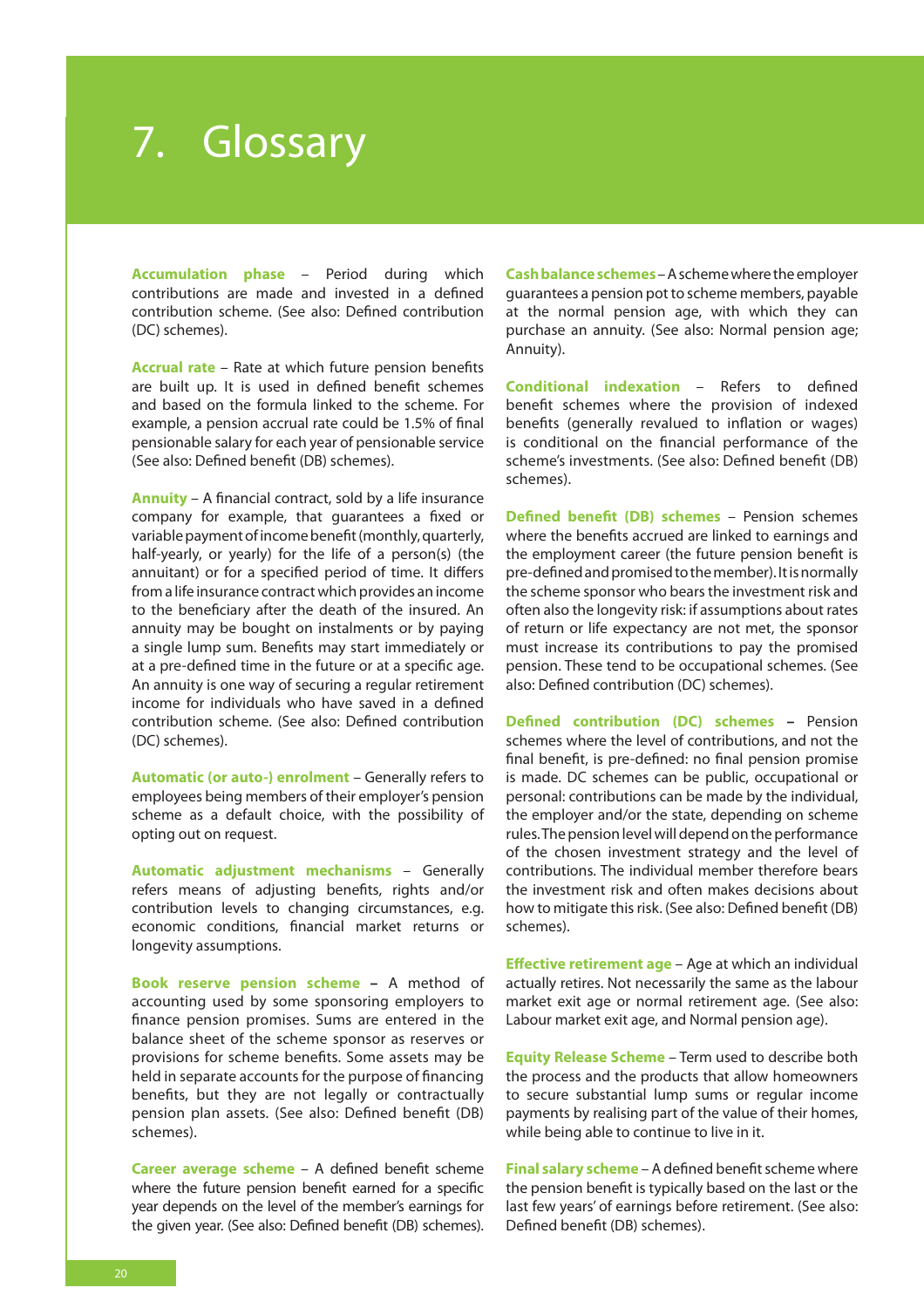# 7. Glossary

**Accumulation phase** – Period during which contributions are made and invested in a defined contribution scheme. (See also: Defined contribution (DC) schemes).

**Accrual rate** – Rate at which future pension benefits are built up. It is used in defined benefit schemes and based on the formula linked to the scheme. For example, a pension accrual rate could be 1.5% of final pensionable salary for each year of pensionable service (See also: Defined benefit (DB) schemes).

**Annuity** – A financial contract, sold by a life insurance company for example, that guarantees a fixed or variable payment of income benefit (monthly, quarterly, half-yearly, or yearly) for the life of a person(s) (the annuitant) or for a specified period of time. It differs from a life insurance contract which provides an income to the beneficiary after the death of the insured. An annuity may be bought on instalments or by paying a single lump sum. Benefits may start immediately or at a pre-defined time in the future or at a specific age. An annuity is one way of securing a regular retirement income for individuals who have saved in a defined contribution scheme. (See also: Defined contribution (DC) schemes).

**Automatic (or auto-) enrolment** – Generally refers to employees being members of their employer's pension scheme as a default choice, with the possibility of opting out on request.

**Automatic adjustment mechanisms** – Generally refers means of adjusting benefits, rights and/or contribution levels to changing circumstances, e.g. economic conditions, financial market returns or longevity assumptions.

**Book reserve pension scheme** – A method of accounting used by some sponsoring employers to finance pension promises. Sums are entered in the balance sheet of the scheme sponsor as reserves or provisions for scheme benefits. Some assets may be held in separate accounts for the purpose of financing benefits, but they are not legally or contractually pension plan assets. (See also: Defined benefit (DB) schemes).

**Career average scheme** – A defined benefit scheme where the future pension benefit earned for a specific year depends on the level of the member's earnings for the given year. (See also: Defined benefit (DB) schemes).

**Cash balance schemes** – A scheme where the employer guarantees a pension pot to scheme members, payable at the normal pension age, with which they can purchase an annuity. (See also: Normal pension age; Annuity).

**Conditional indexation** – Refers to defined benefit schemes where the provision of indexed benefits (generally revalued to inflation or wages) is conditional on the financial performance of the scheme's investments. (See also: Defined benefit (DB) schemes).

**Defined benefit (DB) schemes** – Pension schemes where the benefits accrued are linked to earnings and the employment career (the future pension benefit is pre-defined and promised to the member). It is normally the scheme sponsor who bears the investment risk and often also the longevity risk: if assumptions about rates of return or life expectancy are not met, the sponsor must increase its contributions to pay the promised pension. These tend to be occupational schemes. (See also: Defined contribution (DC) schemes).

**Defined contribution (DC) schemes** – Pension schemes where the level of contributions, and not the final benefit, is pre-defined: no final pension promise is made. DC schemes can be public, occupational or personal: contributions can be made by the individual, the employer and/or the state, depending on scheme rules. The pension level will depend on the performance of the chosen investment strategy and the level of contributions. The individual member therefore bears the investment risk and often makes decisions about how to mitigate this risk. (See also: Defined benefit (DB) schemes).

**Effective retirement age** – Age at which an individual actually retires. Not necessarily the same as the labour market exit age or normal retirement age. (See also: Labour market exit age, and Normal pension age).

**Equity Release Scheme** – Term used to describe both the process and the products that allow homeowners to secure substantial lump sums or regular income payments by realising part of the value of their homes, while being able to continue to live in it.

**Final salary scheme** – A defined benefit scheme where the pension benefit is typically based on the last or the last few years' of earnings before retirement. (See also: Defined benefit (DB) schemes).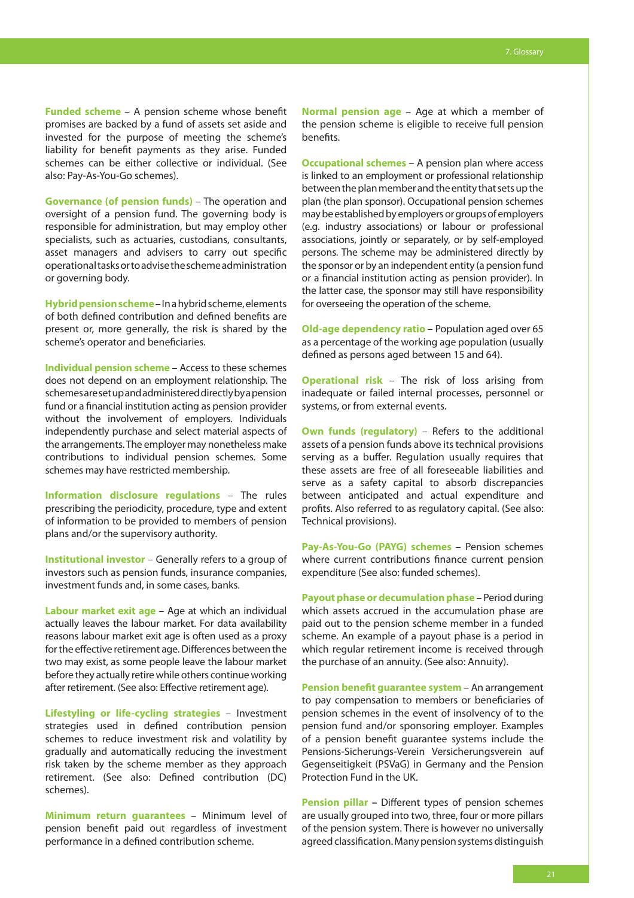**Funded scheme** – A pension scheme whose benefit promises are backed by a fund of assets set aside and invested for the purpose of meeting the scheme's liability for benefit payments as they arise. Funded schemes can be either collective or individual. (See also: Pay-As-You-Go schemes).

**Governance (of pension funds)** – The operation and oversight of a pension fund. The governing body is responsible for administration, but may employ other specialists, such as actuaries, custodians, consultants, asset managers and advisers to carry out specific operational tasks or to advise the scheme administration or governing body.

**Hybrid pension scheme** – In a hybrid scheme, elements of both defined contribution and defined benefits are present or, more generally, the risk is shared by the scheme's operator and beneficiaries.

**Individual pension scheme** – Access to these schemes does not depend on an employment relationship. The schemes are set up and administered directly by a pension fund or a financial institution acting as pension provider without the involvement of employers. Individuals independently purchase and select material aspects of the arrangements. The employer may nonetheless make contributions to individual pension schemes. Some schemes may have restricted membership.

**Information disclosure regulations** – The rules prescribing the periodicity, procedure, type and extent of information to be provided to members of pension plans and/or the supervisory authority.

**Institutional investor** – Generally refers to a group of investors such as pension funds, insurance companies, investment funds and, in some cases, banks.

**Labour market exit age** – Age at which an individual actually leaves the labour market. For data availability reasons labour market exit age is often used as a proxy for the effective retirement age. Differences between the two may exist, as some people leave the labour market before they actually retire while others continue working after retirement. (See also: Effective retirement age).

**Lifestyling or life-cycling strategies** – Investment strategies used in defined contribution pension schemes to reduce investment risk and volatility by gradually and automatically reducing the investment risk taken by the scheme member as they approach retirement. (See also: Defined contribution (DC) schemes).

**Minimum return guarantees** – Minimum level of pension benefit paid out regardless of investment performance in a defined contribution scheme.

**Normal pension age** – Age at which a member of the pension scheme is eligible to receive full pension benefits.

**Occupational schemes** – A pension plan where access is linked to an employment or professional relationship between the plan member and the entity that sets up the plan (the plan sponsor). Occupational pension schemes may be established by employers or groups of employers (e.g. industry associations) or labour or professional associations, jointly or separately, or by self-employed persons. The scheme may be administered directly by the sponsor or by an independent entity (a pension fund or a financial institution acting as pension provider). In the latter case, the sponsor may still have responsibility for overseeing the operation of the scheme.

**Old-age dependency ratio** – Population aged over 65 as a percentage of the working age population (usually defined as persons aged between 15 and 64).

**Operational risk** – The risk of loss arising from inadequate or failed internal processes, personnel or systems, or from external events.

**Own funds (regulatory)** – Refers to the additional assets of a pension funds above its technical provisions serving as a buffer. Regulation usually requires that these assets are free of all foreseeable liabilities and serve as a safety capital to absorb discrepancies between anticipated and actual expenditure and profits. Also referred to as regulatory capital. (See also: Technical provisions).

**Pay-As-You-Go (PAYG) schemes** – Pension schemes where current contributions finance current pension expenditure (See also: funded schemes).

**Payout phase or decumulation phase** – Period during which assets accrued in the accumulation phase are paid out to the pension scheme member in a funded scheme. An example of a payout phase is a period in which regular retirement income is received through the purchase of an annuity. (See also: Annuity).

**Pension benefit guarantee system** – An arrangement to pay compensation to members or beneficiaries of pension schemes in the event of insolvency of to the pension fund and/or sponsoring employer. Examples of a pension benefit guarantee systems include the Pensions-Sicherungs-Verein Versicherungsverein auf Gegenseitigkeit (PSVaG) in Germany and the Pension Protection Fund in the UK.

**Pension pillar** – Different types of pension schemes are usually grouped into two, three, four or more pillars of the pension system. There is however no universally agreed classification. Many pension systems distinguish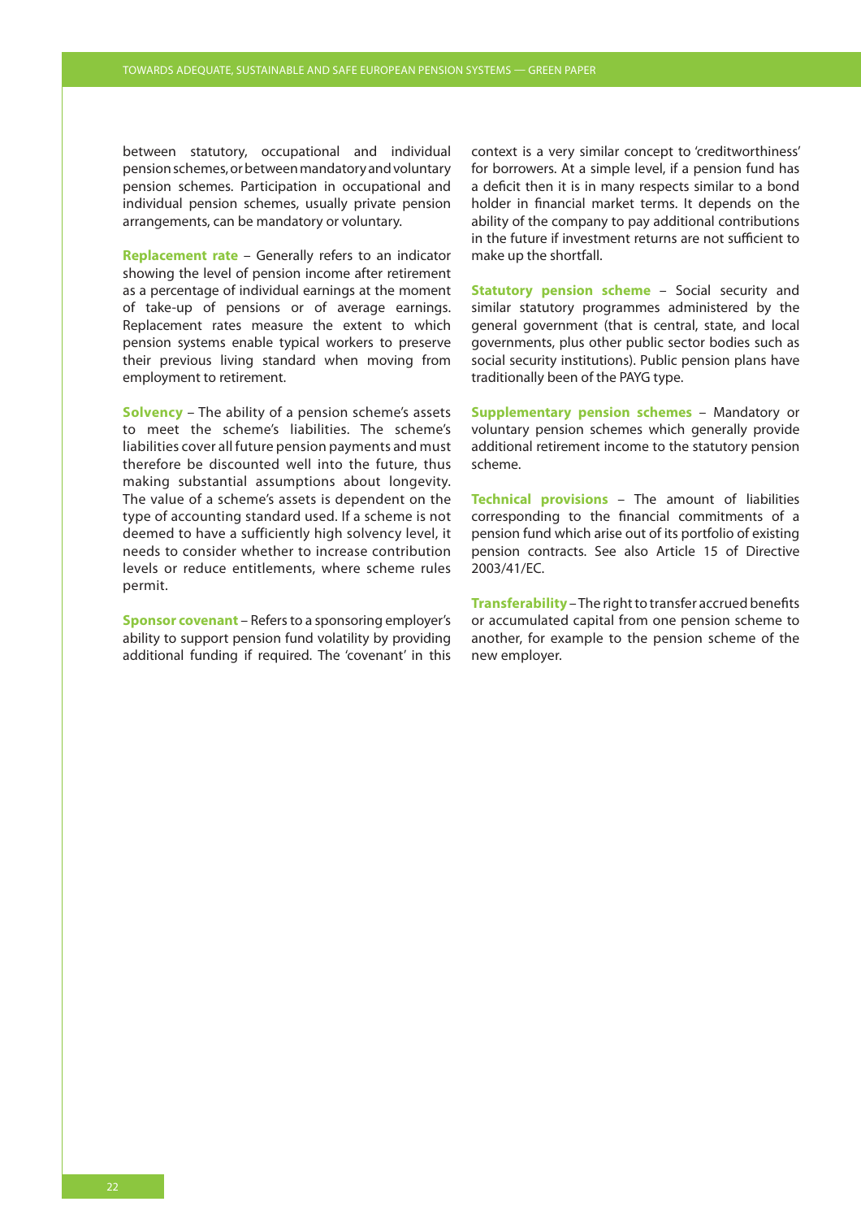between statutory, occupational and individual pension schemes, or between mandatory and voluntary pension schemes. Participation in occupational and individual pension schemes, usually private pension arrangements, can be mandatory or voluntary.

**Replacement rate** – Generally refers to an indicator showing the level of pension income after retirement as a percentage of individual earnings at the moment of take-up of pensions or of average earnings. Replacement rates measure the extent to which pension systems enable typical workers to preserve their previous living standard when moving from employment to retirement.

**Solvency** – The ability of a pension scheme's assets to meet the scheme's liabilities. The scheme's liabilities cover all future pension payments and must therefore be discounted well into the future, thus making substantial assumptions about longevity. The value of a scheme's assets is dependent on the type of accounting standard used. If a scheme is not deemed to have a sufficiently high solvency level, it needs to consider whether to increase contribution levels or reduce entitlements, where scheme rules permit.

**Sponsor covenant** – Refers to a sponsoring employer's ability to support pension fund volatility by providing additional funding if required. The 'covenant' in this context is a very similar concept to 'creditworthiness' for borrowers. At a simple level, if a pension fund has a deficit then it is in many respects similar to a bond holder in financial market terms. It depends on the ability of the company to pay additional contributions in the future if investment returns are not sufficient to make up the shortfall.

**Statutory pension scheme** – Social security and similar statutory programmes administered by the general government (that is central, state, and local governments, plus other public sector bodies such as social security institutions). Public pension plans have traditionally been of the PAYG type.

**Supplementary pension schemes** – Mandatory or voluntary pension schemes which generally provide additional retirement income to the statutory pension scheme.

**Technical provisions** – The amount of liabilities corresponding to the financial commitments of a pension fund which arise out of its portfolio of existing pension contracts. See also Article 15 of Directive 2003/41/EC.

**Transferability** – The right to transfer accrued benefits or accumulated capital from one pension scheme to another, for example to the pension scheme of the new employer.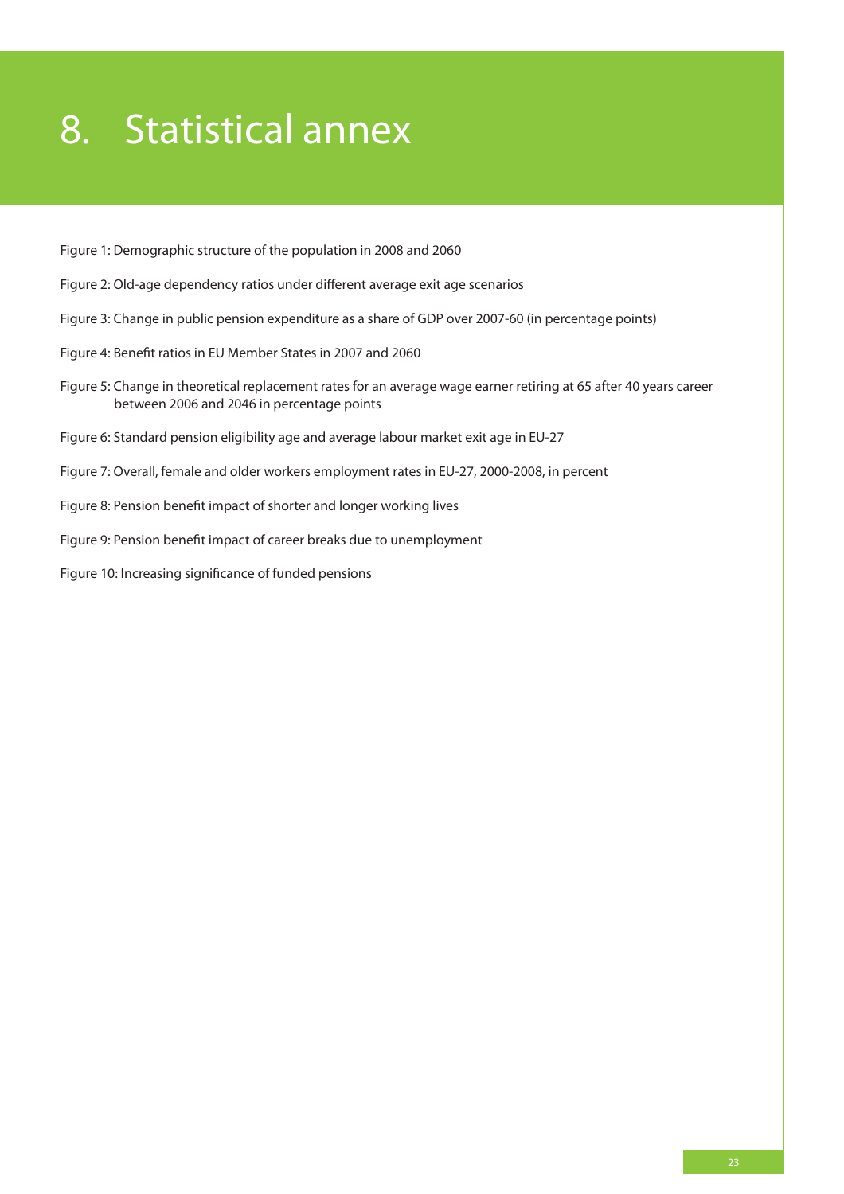# 8. Statistical annex

Figure 1: Demographic structure of the population in 2008 and 2060

Figure 2: Old-age dependency ratios under different average exit age scenarios

Figure 3: Change in public pension expenditure as a share of GDP over 2007-60 (in percentage points)

Figure 4: Benefit ratios in EU Member States in 2007 and 2060

Figure 5: Change in theoretical replacement rates for an average wage earner retiring at 65 after 40 years career between 2006 and 2046 in percentage points

Figure 6: Standard pension eligibility age and average labour market exit age in EU-27

Figure 7: Overall, female and older workers employment rates in EU-27, 2000-2008, in percent

Figure 8: Pension benefit impact of shorter and longer working lives

Figure 9: Pension benefit impact of career breaks due to unemployment

Figure 10: Increasing significance of funded pensions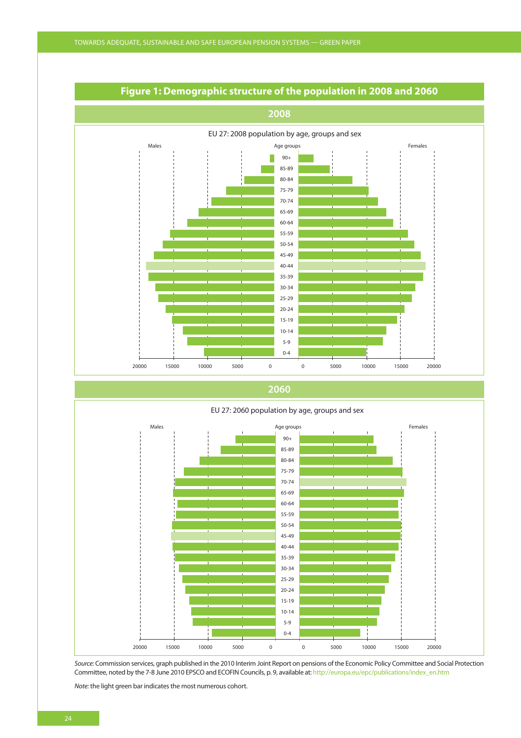## Figure 1: Demographic structure of the population in 2008 and 2060

### 2008

EU 27: 2008 population by age, groups and sex

Males | Age groups | Females

90+, 85-89, 80-84, 75-79, 70-74, 65-69, 60-64, 55-59, 50-54, 45-49, 40-44, 35-39, 30-34, 25-29, 20-24, 15-19, 10-14, 5-9, 0-4

20000 15000 10000 5000 0 | 0 5000 10000 15000 20000

### 2060

EU 27: 2060 population by age, groups and sex

Males | Age groups | Females

90+, 85-89, 80-84, 75-79, 70-74, 65-69, 60-64, 55-59, 50-54, 45-49, 40-44, 35-39, 30-34, 25-29, 20-24, 15-19, 10-14, 5-9, 0-4

20000 15000 10000 5000 0 | 0 5000 10000 15000 20000

*Source:* Commission services, graph published in the 2010 Interim Joint Report on pensions of the Economic Policy Committee and Social Protection Committee, noted by the 7-8 June 2010 EPSCO and ECOFIN Councils, p. 9, available at: http://europa.eu/epc/publications/index_en.htm

*Note:* the light green bar indicates the most numerous cohort.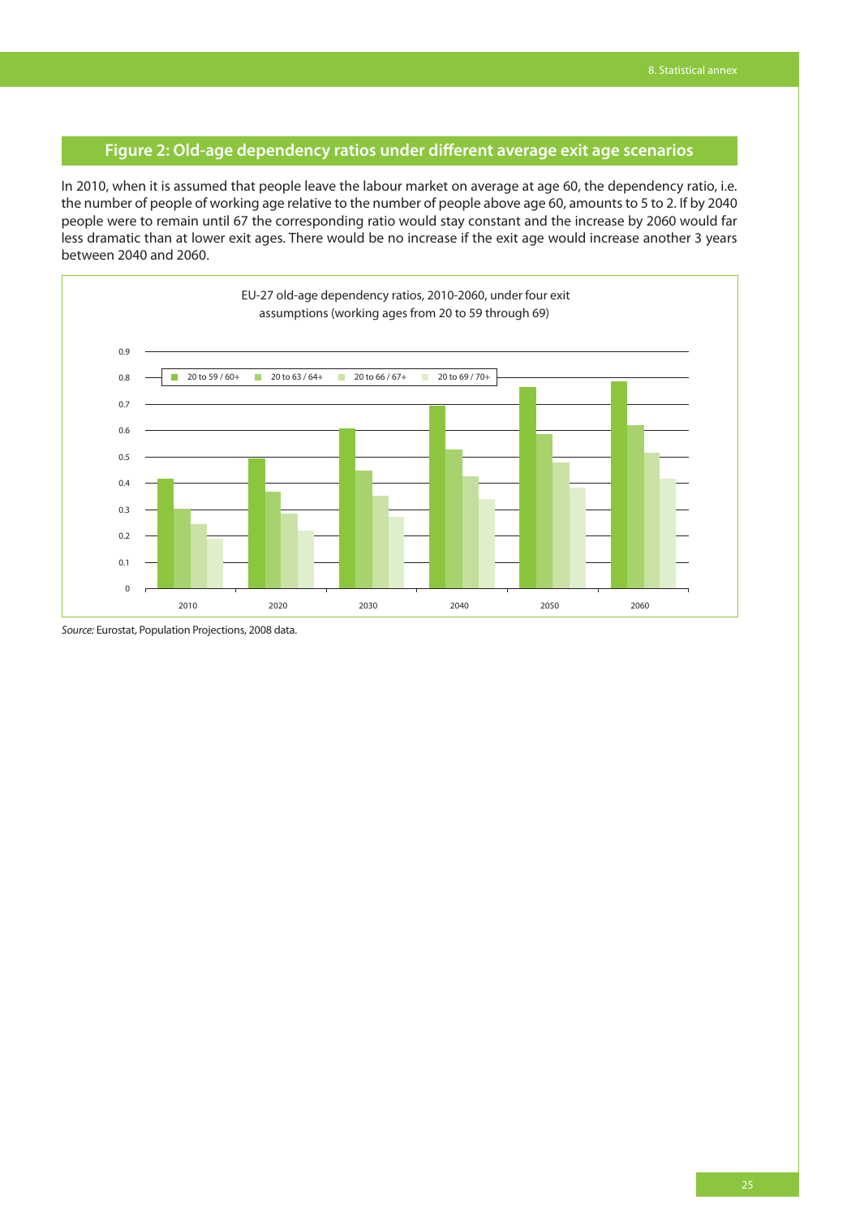## Figure 2: Old-age dependency ratios under different average exit age scenarios

In 2010, when it is assumed that people leave the labour market on average at age 60, the dependency ratio, i.e. the number of people of working age relative to the number of people above age 60, amounts to 5 to 2. If by 2040 people were to remain until 67 the corresponding ratio would stay constant and the increase by 2060 would far less dramatic than at lower exit ages. There would be no increase if the exit age would increase another 3 years between 2040 and 2060.

EU-27 old-age dependency ratios, 2010-2060, under four exit assumptions (working ages from 20 to 59 through 69)

| | 20 to 59 / 60+ | 20 to 63 / 64+ | 20 to 66 / 67+ | 20 to 69 / 70+ |
|---|---|---|---|---|
| 2010 | 0.42 | 0.30 | 0.24 | 0.19 |
| 2020 | 0.49 | 0.37 | 0.28 | 0.22 |
| 2030 | 0.61 | 0.45 | 0.35 | 0.27 |
| 2040 | 0.69 | 0.53 | 0.42 | 0.34 |
| 2050 | 0.76 | 0.58 | 0.48 | 0.38 |
| 2060 | 0.78 | 0.62 | 0.51 | 0.42 |

*Source:* Eurostat, Population Projections, 2008 data.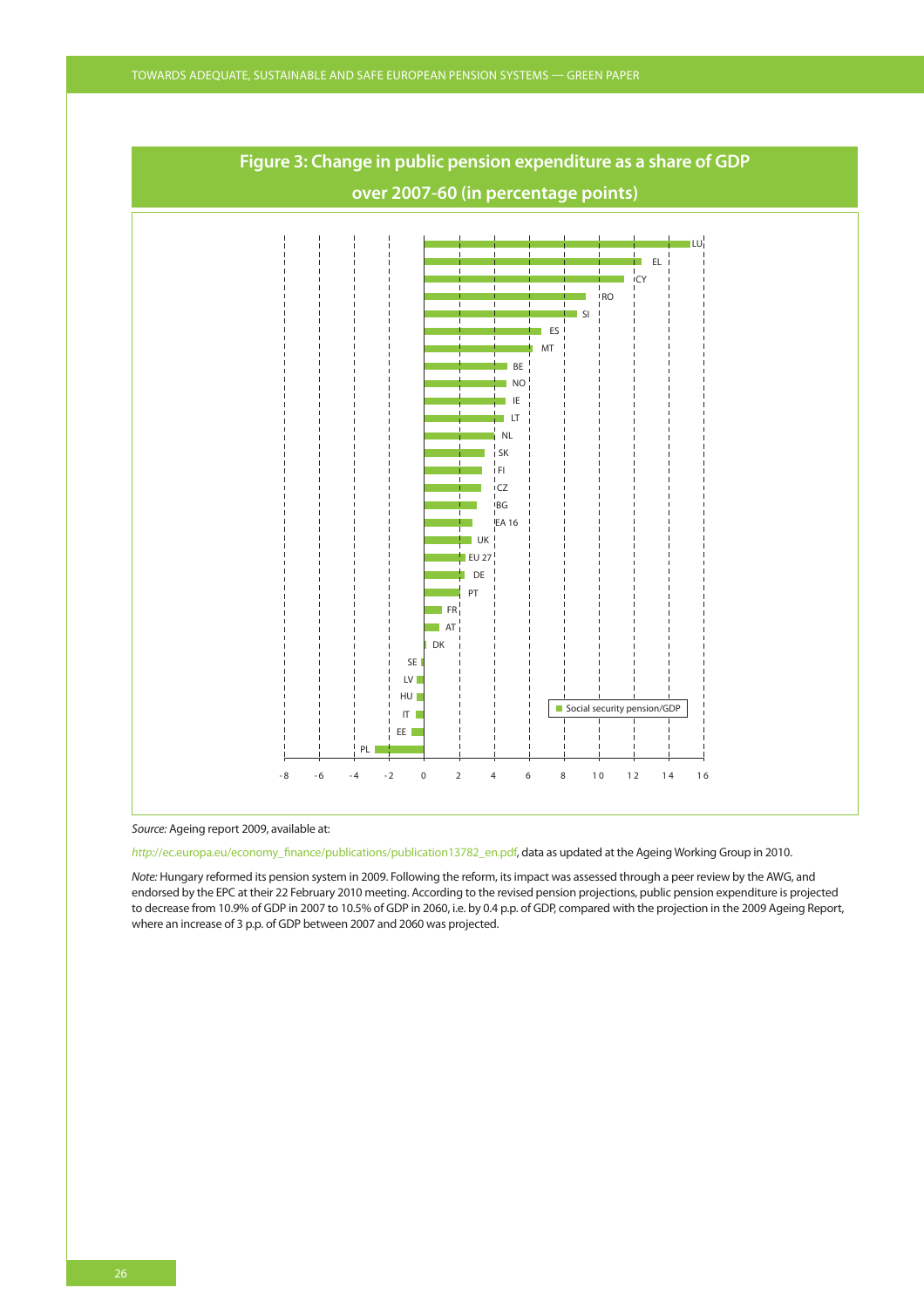## Figure 3: Change in public pension expenditure as a share of GDP over 2007-60 (in percentage points)

*Source:* Ageing report 2009, available at:

http://ec.europa.eu/economy_finance/publications/publication13782_en.pdf, data as updated at the Ageing Working Group in 2010.

*Note:* Hungary reformed its pension system in 2009. Following the reform, its impact was assessed through a peer review by the AWG, and endorsed by the EPC at their 22 February 2010 meeting. According to the revised pension projections, public pension expenditure is projected to decrease from 10.9% of GDP in 2007 to 10.5% of GDP in 2060, i.e. by 0.4 p.p. of GDP, compared with the projection in the 2009 Ageing Report, where an increase of 3 p.p. of GDP between 2007 and 2060 was projected.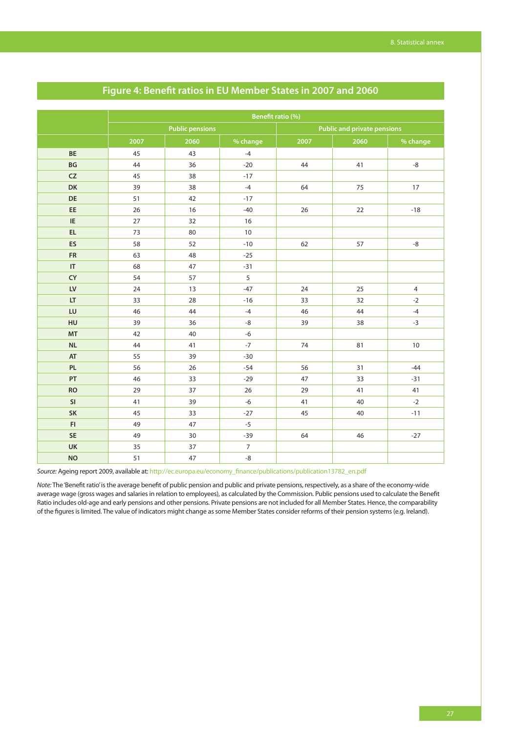## Figure 4: Benefit ratios in EU Member States in 2007 and 2060

| | Benefit ratio (%) | | | | | |
|---|---|---|---|---|---|---|
| | Public pensions | | | Public and private pensions | | |
| | 2007 | 2060 | % change | 2007 | 2060 | % change |
| **BE** | 45 | 43 | -4 | | | |
| **BG** | 44 | 36 | -20 | 44 | 41 | -8 |
| **CZ** | 45 | 38 | -17 | | | |
| **DK** | 39 | 38 | -4 | 64 | 75 | 17 |
| **DE** | 51 | 42 | -17 | | | |
| **EE** | 26 | 16 | -40 | 26 | 22 | -18 |
| **IE** | 27 | 32 | 16 | | | |
| **EL** | 73 | 80 | 10 | | | |
| **ES** | 58 | 52 | -10 | 62 | 57 | -8 |
| **FR** | 63 | 48 | -25 | | | |
| **IT** | 68 | 47 | -31 | | | |
| **CY** | 54 | 57 | 5 | | | |
| **LV** | 24 | 13 | -47 | 24 | 25 | 4 |
| **LT** | 33 | 28 | -16 | 33 | 32 | -2 |
| **LU** | 46 | 44 | -4 | 46 | 44 | -4 |
| **HU** | 39 | 36 | -8 | 39 | 38 | -3 |
| **MT** | 42 | 40 | -6 | | | |
| **NL** | 44 | 41 | -7 | 74 | 81 | 10 |
| **AT** | 55 | 39 | -30 | | | |
| **PL** | 56 | 26 | -54 | 56 | 31 | -44 |
| **PT** | 46 | 33 | -29 | 47 | 33 | -31 |
| **RO** | 29 | 37 | 26 | 29 | 41 | 41 |
| **SI** | 41 | 39 | -6 | 41 | 40 | -2 |
| **SK** | 45 | 33 | -27 | 45 | 40 | -11 |
| **FI** | 49 | 47 | -5 | | | |
| **SE** | 49 | 30 | -39 | 64 | 46 | -27 |
| **UK** | 35 | 37 | 7 | | | |
| **NO** | 51 | 47 | -8 | | | |

*Source:* Ageing report 2009, available at: http://ec.europa.eu/economy_finance/publications/publication13782_en.pdf

*Note:* The 'Benefit ratio' is the average benefit of public pension and public and private pensions, respectively, as a share of the economy-wide average wage (gross wages and salaries in relation to employees), as calculated by the Commission. Public pensions used to calculate the Benefit Ratio includes old-age and early pensions and other pensions. Private pensions are not included for all Member States. Hence, the comparability of the figures is limited. The value of indicators might change as some Member States consider reforms of their pension systems (e.g. Ireland).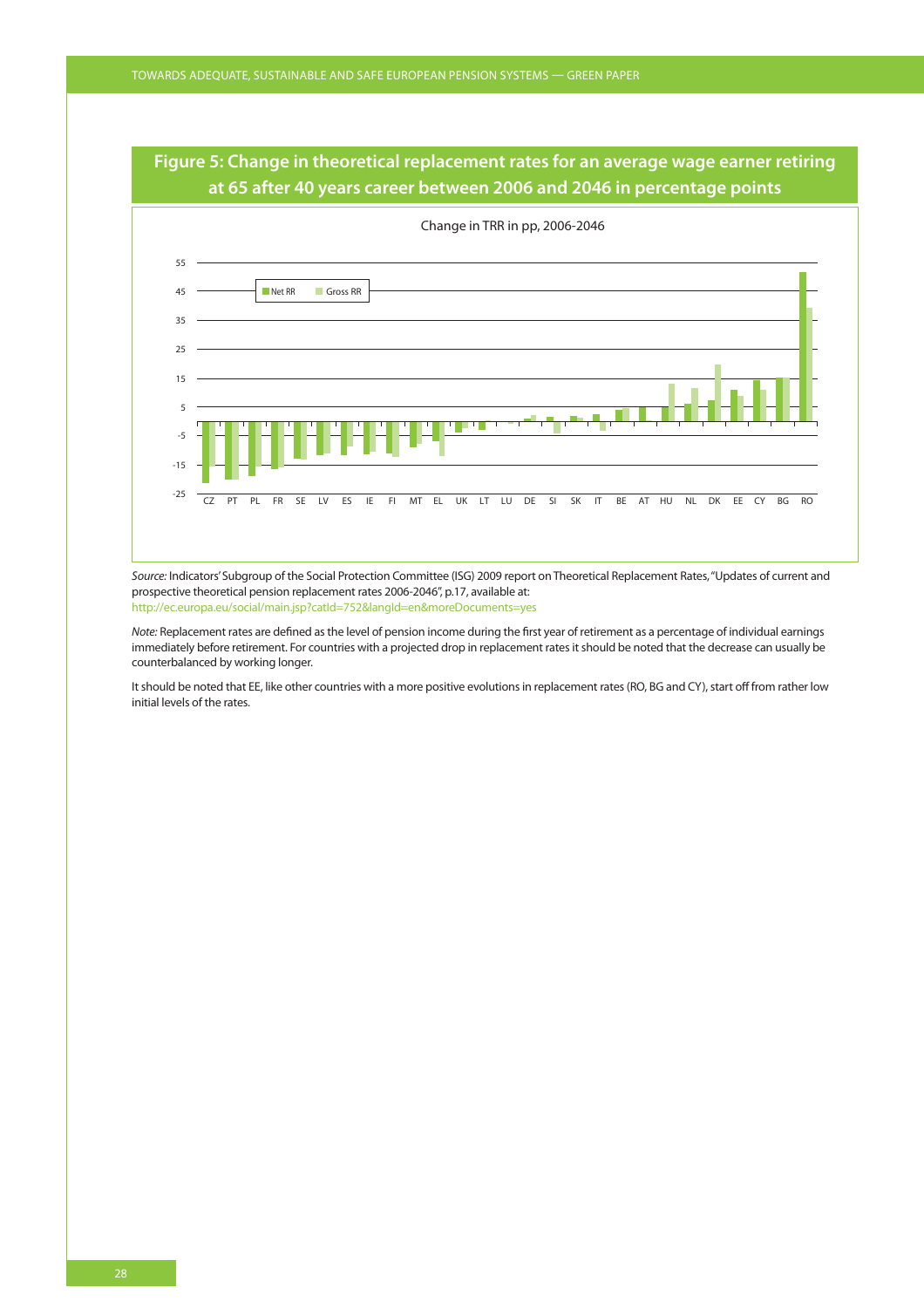## Figure 5: Change in theoretical replacement rates for an average wage earner retiring at 65 after 40 years career between 2006 and 2046 in percentage points

*Source:* Indicators' Subgroup of the Social Protection Committee (ISG) 2009 report on Theoretical Replacement Rates, "Updates of current and prospective theoretical pension replacement rates 2006-2046", p.17, available at: http://ec.europa.eu/social/main.jsp?catId=752&langId=en&moreDocuments=yes

*Note:* Replacement rates are defined as the level of pension income during the first year of retirement as a percentage of individual earnings immediately before retirement. For countries with a projected drop in replacement rates it should be noted that the decrease can usually be counterbalanced by working longer.

It should be noted that EE, like other countries with a more positive evolutions in replacement rates (RO, BG and CY), start off from rather low initial levels of the rates.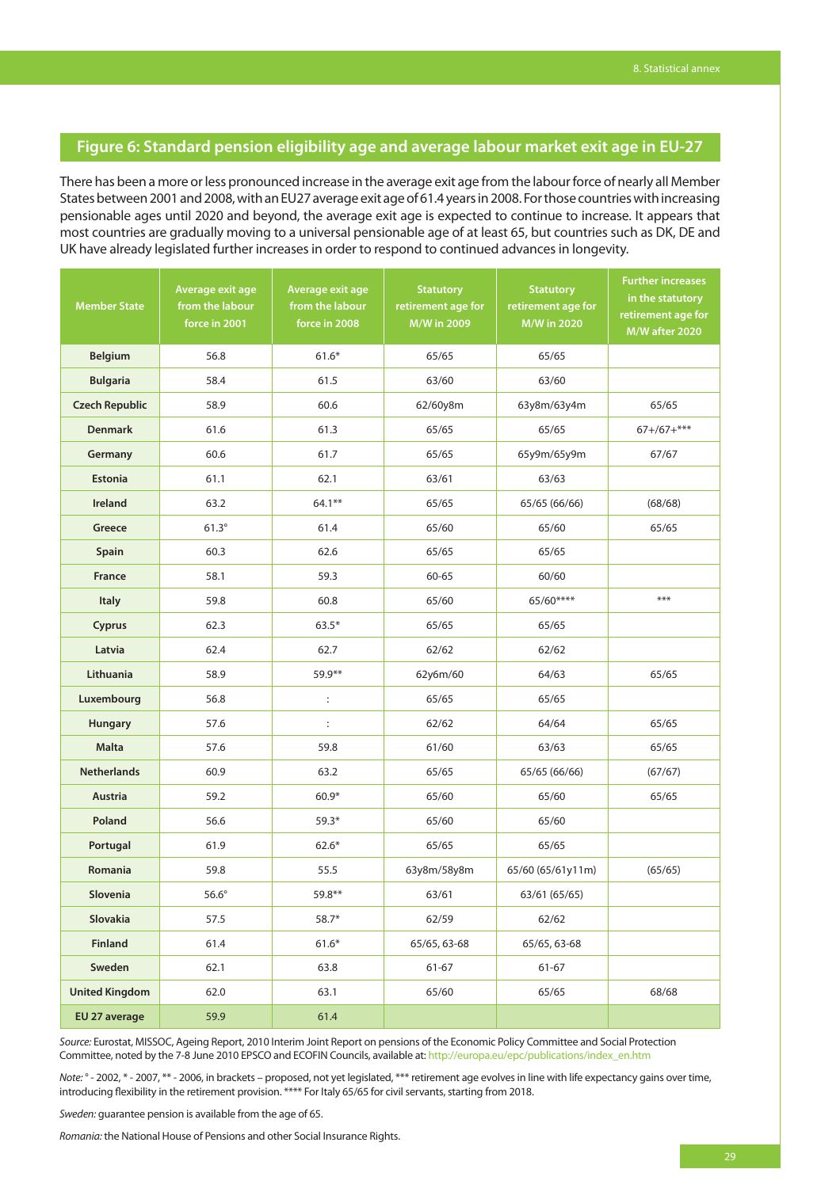## Figure 6: Standard pension eligibility age and average labour market exit age in EU-27

There has been a more or less pronounced increase in the average exit age from the labour force of nearly all Member States between 2001 and 2008, with an EU27 average exit age of 61.4 years in 2008. For those countries with increasing pensionable ages until 2020 and beyond, the average exit age is expected to continue to increase. It appears that most countries are gradually moving to a universal pensionable age of at least 65, but countries such as DK, DE and UK have already legislated further increases in order to respond to continued advances in longevity.

| Member State | Average exit age from the labour force in 2001 | Average exit age from the labour force in 2008 | Statutory retirement age for M/W in 2009 | Statutory retirement age for M/W in 2020 | Further increases in the statutory retirement age for M/W after 2020 |
|---|---|---|---|---|---|
| **Belgium** | 56.8 | 61.6* | 65/65 | 65/65 | |
| **Bulgaria** | 58.4 | 61.5 | 63/60 | 63/60 | |
| **Czech Republic** | 58.9 | 60.6 | 62/60y8m | 63y8m/63y4m | 65/65 |
| **Denmark** | 61.6 | 61.3 | 65/65 | 65/65 | 67+/67+*** |
| **Germany** | 60.6 | 61.7 | 65/65 | 65y9m/65y9m | 67/67 |
| **Estonia** | 61.1 | 62.1 | 63/61 | 63/63 | |
| **Ireland** | 63.2 | 64.1** | 65/65 | 65/65 (66/66) | (68/68) |
| **Greece** | 61.3° | 61.4 | 65/60 | 65/60 | 65/65 |
| **Spain** | 60.3 | 62.6 | 65/65 | 65/65 | |
| **France** | 58.1 | 59.3 | 60-65 | 60/60 | |
| **Italy** | 59.8 | 60.8 | 65/60 | 65/60**** | *** |
| **Cyprus** | 62.3 | 63.5* | 65/65 | 65/65 | |
| **Latvia** | 62.4 | 62.7 | 62/62 | 62/62 | |
| **Lithuania** | 58.9 | 59.9** | 62y6m/60 | 64/63 | 65/65 |
| **Luxembourg** | 56.8 | : | 65/65 | 65/65 | |
| **Hungary** | 57.6 | : | 62/62 | 64/64 | 65/65 |
| **Malta** | 57.6 | 59.8 | 61/60 | 63/63 | 65/65 |
| **Netherlands** | 60.9 | 63.2 | 65/65 | 65/65 (66/66) | (67/67) |
| **Austria** | 59.2 | 60.9* | 65/60 | 65/60 | 65/65 |
| **Poland** | 56.6 | 59.3* | 65/60 | 65/60 | |
| **Portugal** | 61.9 | 62.6* | 65/65 | 65/65 | |
| **Romania** | 59.8 | 55.5 | 63y8m/58y8m | 65/60 (65/61y11m) | (65/65) |
| **Slovenia** | 56.6° | 59.8** | 63/61 | 63/61 (65/65) | |
| **Slovakia** | 57.5 | 58.7* | 62/59 | 62/62 | |
| **Finland** | 61.4 | 61.6* | 65/65, 63-68 | 65/65, 63-68 | |
| **Sweden** | 62.1 | 63.8 | 61-67 | 61-67 | |
| **United Kingdom** | 62.0 | 63.1 | 65/60 | 65/65 | 68/68 |
| **EU 27 average** | 59.9 | 61.4 | | | |

*Source:* Eurostat, MISSOC, Ageing Report, 2010 Interim Joint Report on pensions of the Economic Policy Committee and Social Protection Committee, noted by the 7-8 June 2010 EPSCO and ECOFIN Councils, available at: http://europa.eu/epc/publications/index_en.htm

*Note:* ° - 2002, * - 2007, ** - 2006, in brackets – proposed, not yet legislated, *** retirement age evolves in line with life expectancy gains over time, introducing flexibility in the retirement provision. **** For Italy 65/65 for civil servants, starting from 2018.

*Sweden:* guarantee pension is available from the age of 65.

*Romania:* the National House of Pensions and other Social Insurance Rights.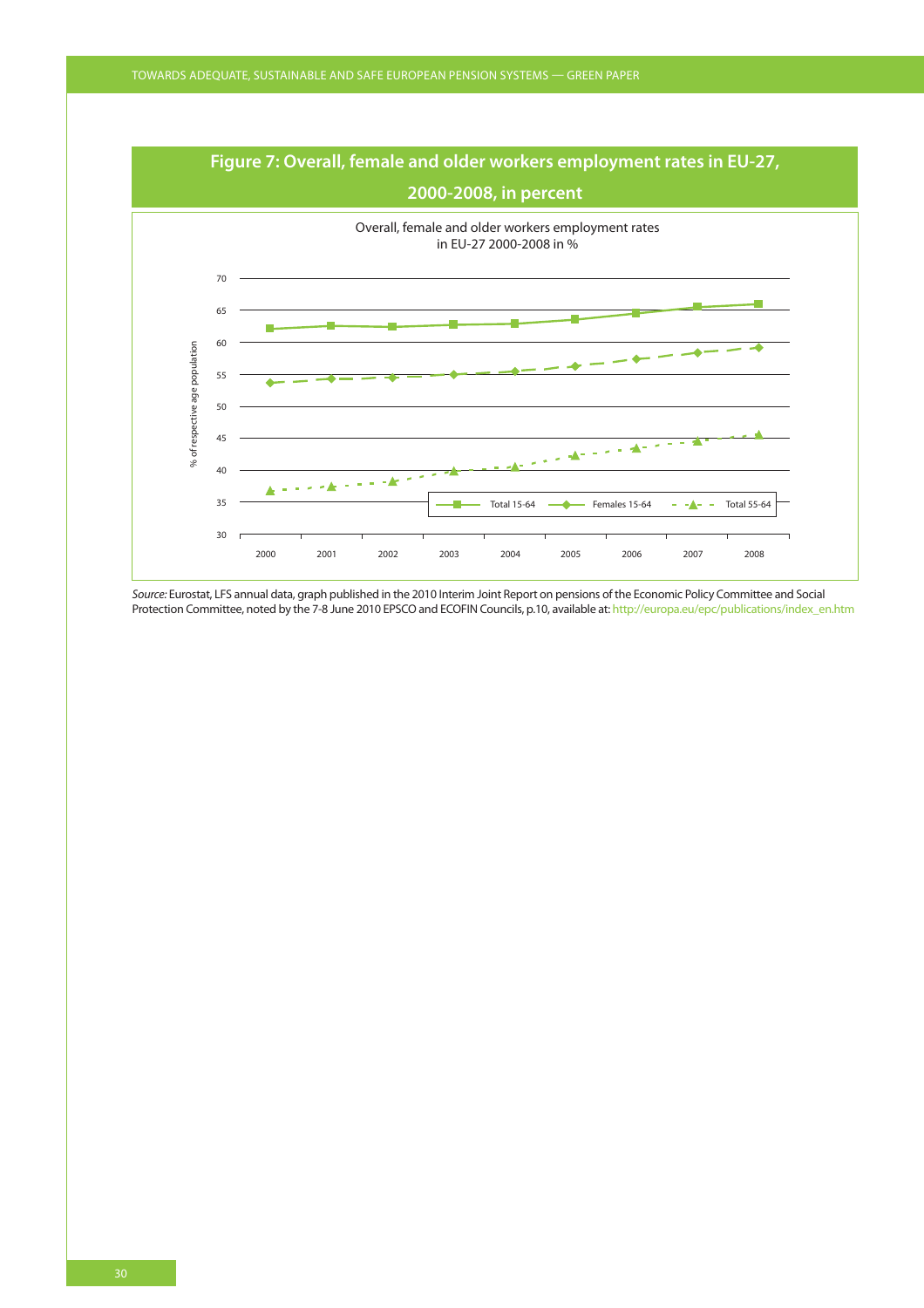## Figure 7: Overall, female and older workers employment rates in EU-27, 2000-2008, in percent

Overall, female and older workers employment rates in EU-27 2000-2008 in %

*Source:* Eurostat, LFS annual data, graph published in the 2010 Interim Joint Report on pensions of the Economic Policy Committee and Social Protection Committee, noted by the 7-8 June 2010 EPSCO and ECOFIN Councils, p.10, available at: http://europa.eu/epc/publications/index_en.htm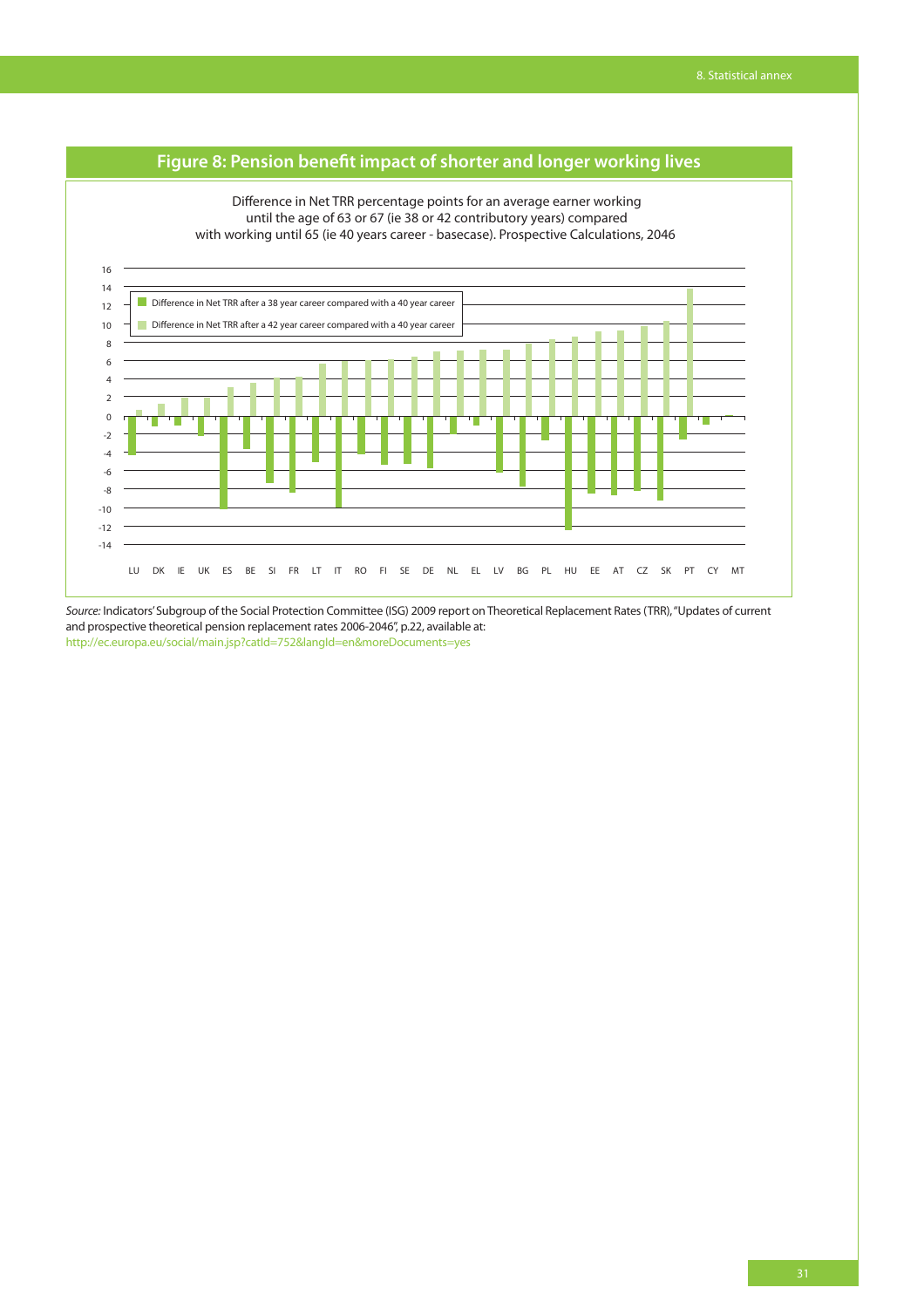## Figure 8: Pension benefit impact of shorter and longer working lives

Difference in Net TRR percentage points for an average earner working until the age of 63 or 67 (ie 38 or 42 contributory years) compared with working until 65 (ie 40 years career - basecase). Prospective Calculations, 2046

- Difference in Net TRR after a 38 year career compared with a 40 year career
- Difference in Net TRR after a 42 year career compared with a 40 year career

LU DK IE UK ES BE SI FR LT IT RO FI SE DE NL EL LV BG PL HU EE AT CZ SK PT CY MT

*Source:* Indicators' Subgroup of the Social Protection Committee (ISG) 2009 report on Theoretical Replacement Rates (TRR), "Updates of current and prospective theoretical pension replacement rates 2006-2046", p.22, available at: http://ec.europa.eu/social/main.jsp?catId=752&langId=en&moreDocuments=yes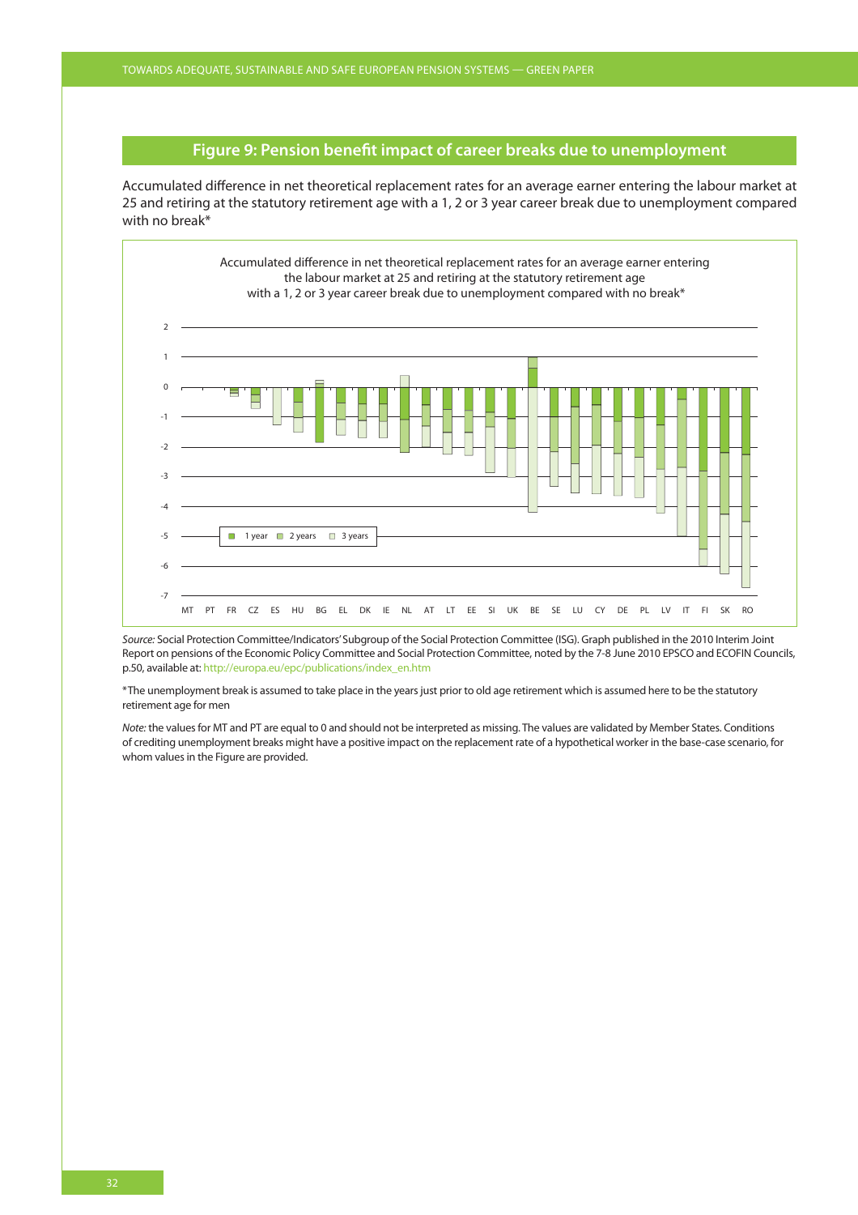## Figure 9: Pension benefit impact of career breaks due to unemployment

Accumulated difference in net theoretical replacement rates for an average earner entering the labour market at 25 and retiring at the statutory retirement age with a 1, 2 or 3 year career break due to unemployment compared with no break*

Accumulated difference in net theoretical replacement rates for an average earner entering the labour market at 25 and retiring at the statutory retirement age with a 1, 2 or 3 year career break due to unemployment compared with no break*

1 year   2 years   3 years

MT PT FR CZ ES HU BG EL DK IE NL AT LT EE SI UK BE SE LU CY DE PL LV IT FI SK RO

*Source:* Social Protection Committee/Indicators' Subgroup of the Social Protection Committee (ISG). Graph published in the 2010 Interim Joint Report on pensions of the Economic Policy Committee and Social Protection Committee, noted by the 7-8 June 2010 EPSCO and ECOFIN Councils, p.50, available at: http://europa.eu/epc/publications/index_en.htm

*The unemployment break is assumed to take place in the years just prior to old age retirement which is assumed here to be the statutory retirement age for men

*Note:* the values for MT and PT are equal to 0 and should not be interpreted as missing. The values are validated by Member States. Conditions of crediting unemployment breaks might have a positive impact on the replacement rate of a hypothetical worker in the base-case scenario, for whom values in the Figure are provided.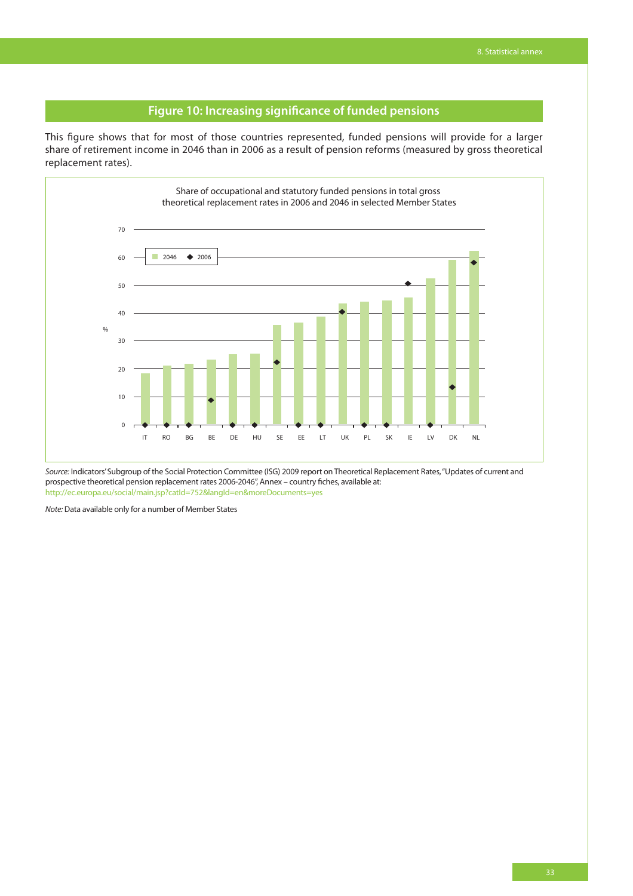## Figure 10: Increasing significance of funded pensions

This figure shows that for most of those countries represented, funded pensions will provide for a larger share of retirement income in 2046 than in 2006 as a result of pension reforms (measured by gross theoretical replacement rates).

Share of occupational and statutory funded pensions in total gross theoretical replacement rates in 2006 and 2046 in selected Member States

*Source:* Indicators' Subgroup of the Social Protection Committee (ISG) 2009 report on Theoretical Replacement Rates, "Updates of current and prospective theoretical pension replacement rates 2006-2046", Annex – country fiches, available at: http://ec.europa.eu/social/main.jsp?catId=752&langId=en&moreDocuments=yes

*Note:* Data available only for a number of Member States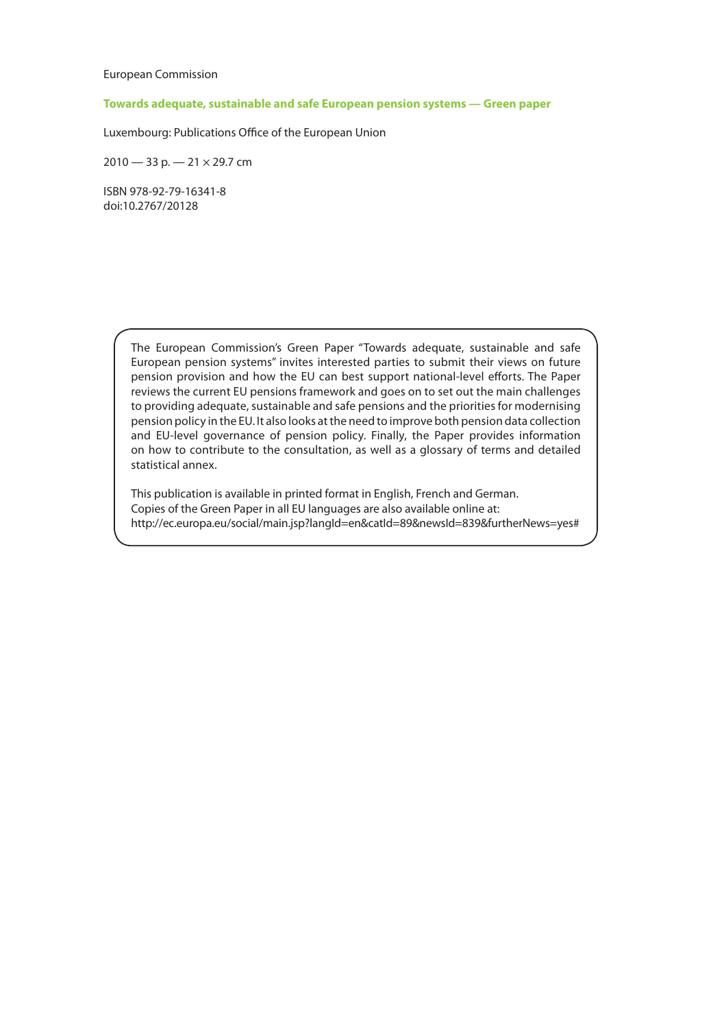European Commission

**Towards adequate, sustainable and safe European pension systems — Green paper**

Luxembourg: Publications Office of the European Union

2010 — 33 p. — 21 × 29.7 cm

ISBN 978-92-79-16341-8
doi:10.2767/20128

The European Commission's Green Paper "Towards adequate, sustainable and safe European pension systems" invites interested parties to submit their views on future pension provision and how the EU can best support national-level efforts. The Paper reviews the current EU pensions framework and goes on to set out the main challenges to providing adequate, sustainable and safe pensions and the priorities for modernising pension policy in the EU. It also looks at the need to improve both pension data collection and EU-level governance of pension policy. Finally, the Paper provides information on how to contribute to the consultation, as well as a glossary of terms and detailed statistical annex.

This publication is available in printed format in English, French and German.
Copies of the Green Paper in all EU languages are also available online at:
http://ec.europa.eu/social/main.jsp?langId=en&catId=89&newsId=839&furtherNews=yes#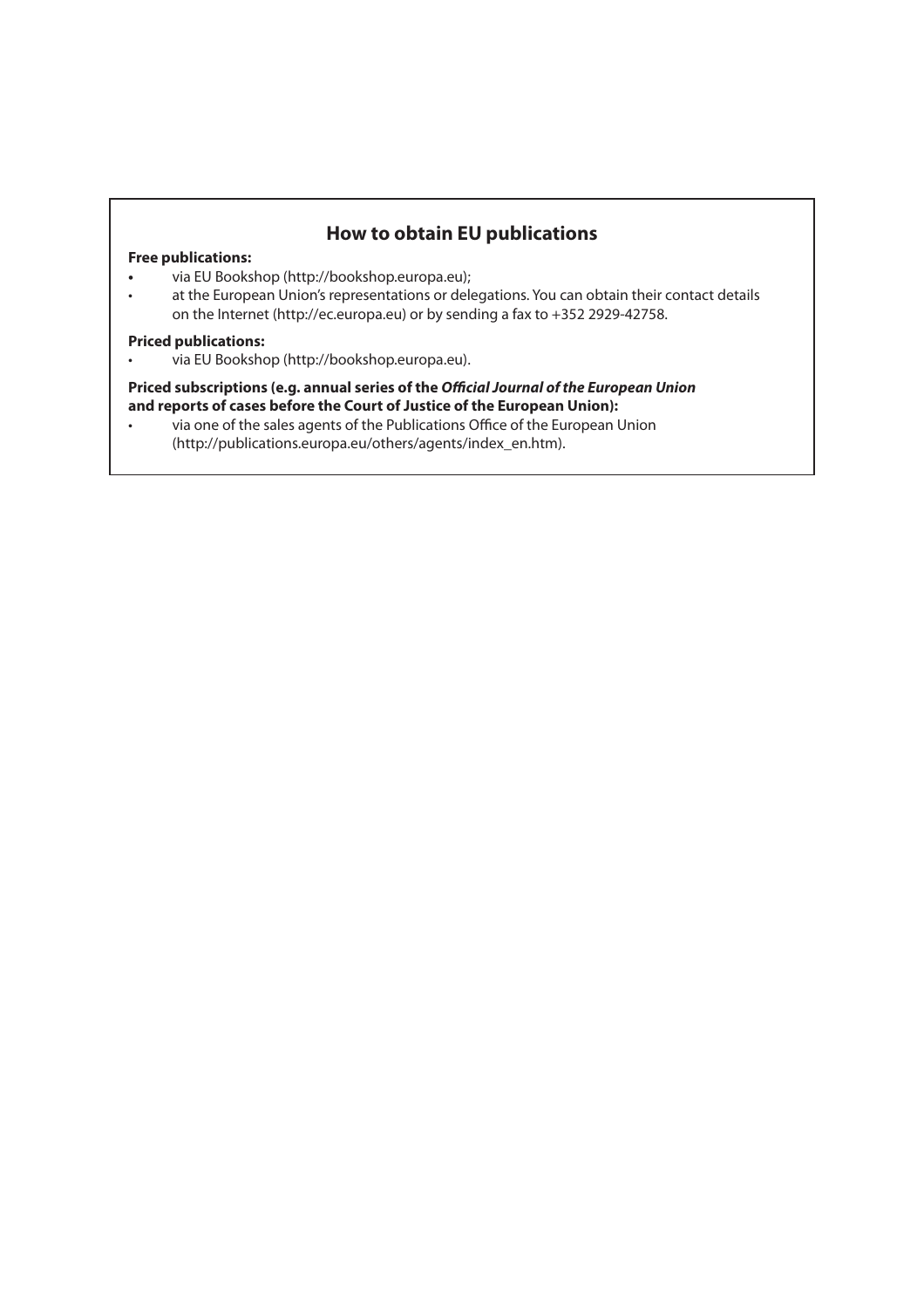## How to obtain EU publications

**Free publications:**

- via EU Bookshop (http://bookshop.europa.eu);
- at the European Union's representations or delegations. You can obtain their contact details on the Internet (http://ec.europa.eu) or by sending a fax to +352 2929-42758.

**Priced publications:**

- via EU Bookshop (http://bookshop.europa.eu).

**Priced subscriptions (e.g. annual series of the *Official Journal of the European Union* and reports of cases before the Court of Justice of the European Union):**

- via one of the sales agents of the Publications Office of the European Union (http://publications.europa.eu/others/agents/index_en.htm).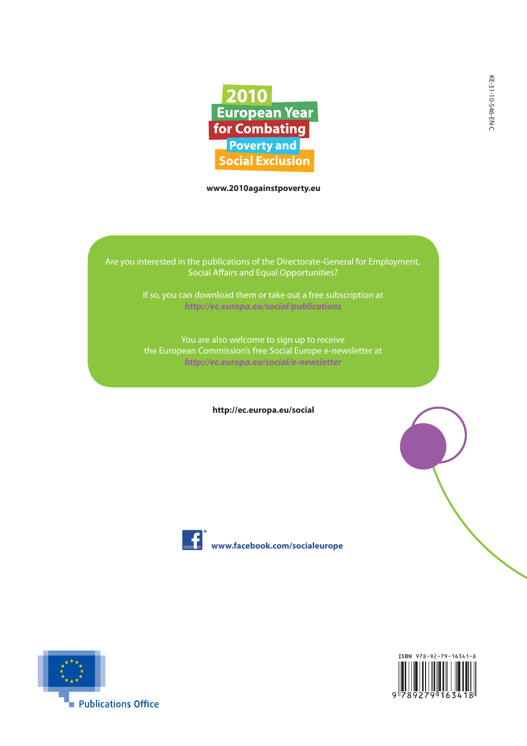KE-31-10-546-EN-C

2010 European Year for Combating Poverty and Social Exclusion

www.2010againstpoverty.eu

Are you interested in the publications of the Directorate-General for Employment, Social Affairs and Equal Opportunities?

If so, you can download them or take out a free subscription at
*http://ec.europa.eu/social/publications*

You are also welcome to sign up to receive the European Commission's free Social Europe e-newsletter at
*http://ec.europa.eu/social/e-newsletter*

**http://ec.europa.eu/social**

**www.facebook.com/socialeurope**

Publications Office

ISBN 978-92-79-16341-8